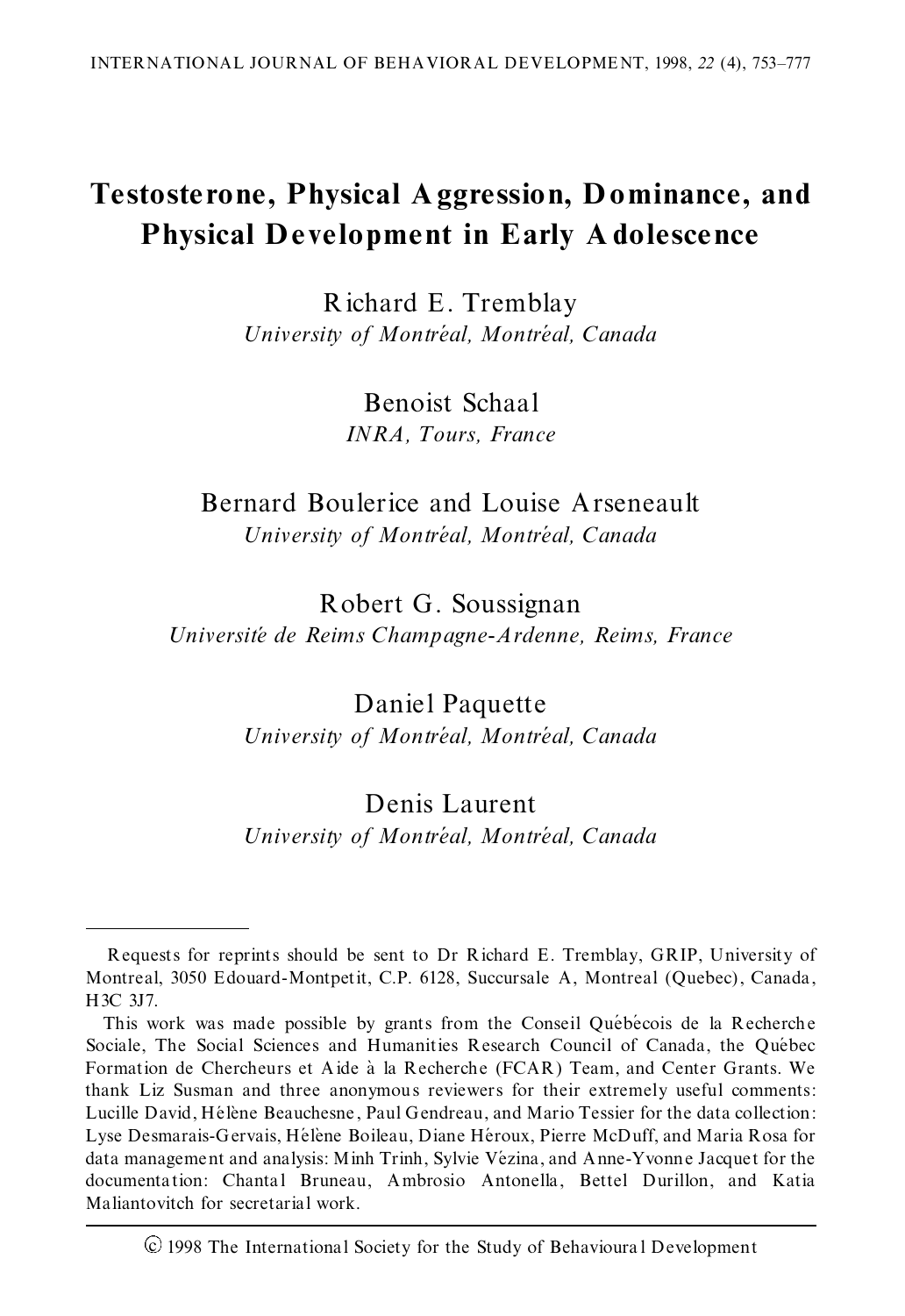# Testosterone, Physical Aggression, Dominance, and Physical Development in Early Adolescence

Richard E. Tremblay
*University of Montréal, Montréal, Canada*

Benoist Schaal
*INRA, Tours, France*

Bernard Boulerice and Louise Arseneault
*University of Montréal, Montréal, Canada*

Robert G. Soussignan
*Université de Reims Champagne-Ardenne, Reims, France*

Daniel Paquette
*University of Montréal, Montréal, Canada*

Denis Laurent
*University of Montréal, Montréal, Canada*

---

Requests for reprints should be sent to Dr Richard E. Tremblay, GRIP, University of Montreal, 3050 Edouard-Montpetit, C.P. 6128, Succursale A, Montreal (Quebec), Canada, H3C 3J7.

This work was made possible by grants from the Conseil Québécois de la Recherche Sociale, The Social Sciences and Humanities Research Council of Canada, the Québec Formation de Chercheurs et Aide à la Recherche (FCAR) Team, and Center Grants. We thank Liz Susman and three anonymous reviewers for their extremely useful comments: Lucille David, Hélène Beauchesne, Paul Gendreau, and Mario Tessier for the data collection: Lyse Desmarais-Gervais, Hélène Boileau, Diane Héroux, Pierre McDuff, and Maria Rosa for data management and analysis: Minh Trinh, Sylvie Vézina, and Anne-Yvonne Jacquet for the documentation: Chantal Bruneau, Ambrosio Antonella, Bettel Durillon, and Katia Maliantovitch for secretarial work.

© 1998 The International Society for the Study of Behavioural Development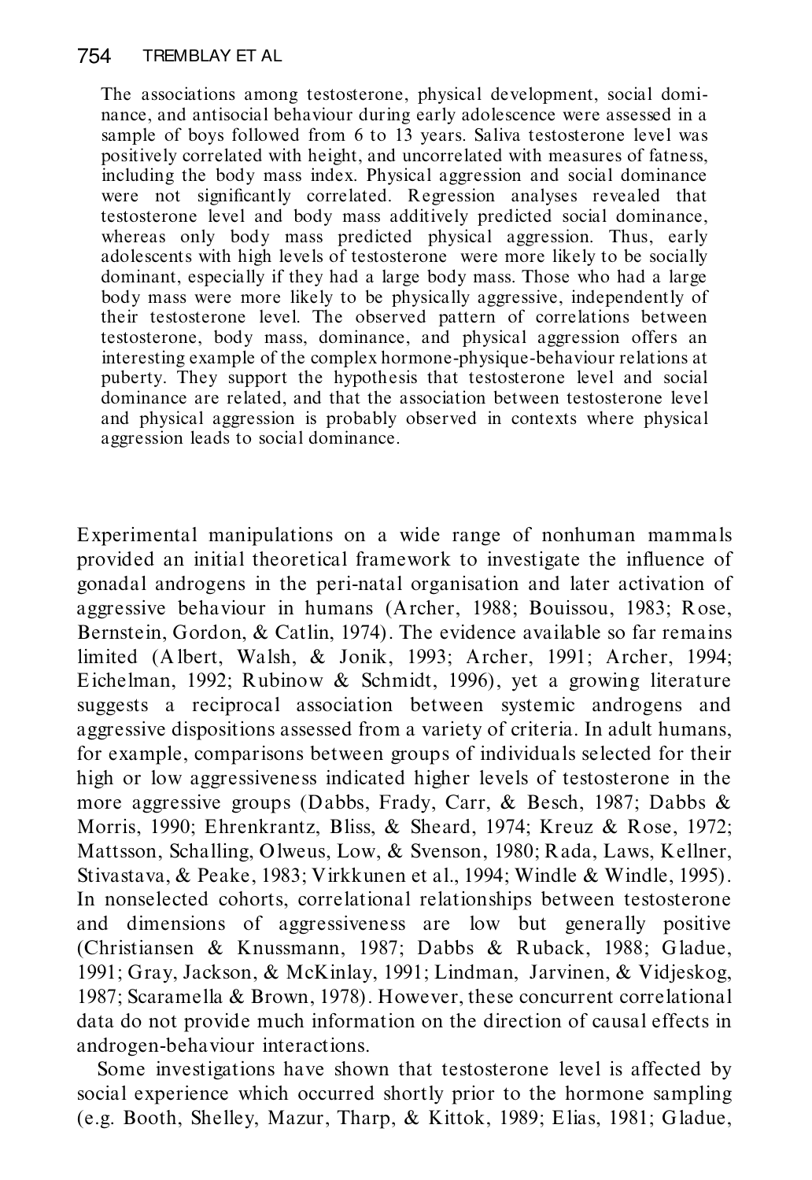The associations among testosterone, physical development, social dominance, and antisocial behaviour during early adolescence were assessed in a sample of boys followed from 6 to 13 years. Saliva testosterone level was positively correlated with height, and uncorrelated with measures of fatness, including the body mass index. Physical aggression and social dominance were not significantly correlated. Regression analyses revealed that testosterone level and body mass additively predicted social dominance, whereas only body mass predicted physical aggression. Thus, early adolescents with high levels of testosterone were more likely to be socially dominant, especially if they had a large body mass. Those who had a large body mass were more likely to be physically aggressive, independently of their testosterone level. The observed pattern of correlations between testosterone, body mass, dominance, and physical aggression offers an interesting example of the complex hormone-physique-behaviour relations at puberty. They support the hypothesis that testosterone level and social dominance are related, and that the association between testosterone level and physical aggression is probably observed in contexts where physical aggression leads to social dominance.

Experimental manipulations on a wide range of nonhuman mammals provided an initial theoretical framework to investigate the influence of gonadal androgens in the peri-natal organisation and later activation of aggressive behaviour in humans (Archer, 1988; Bouissou, 1983; Rose, Bernstein, Gordon, & Catlin, 1974). The evidence available so far remains limited (Albert, Walsh, & Jonik, 1993; Archer, 1991; Archer, 1994; Eichelman, 1992; Rubinow & Schmidt, 1996), yet a growing literature suggests a reciprocal association between systemic androgens and aggressive dispositions assessed from a variety of criteria. In adult humans, for example, comparisons between groups of individuals selected for their high or low aggressiveness indicated higher levels of testosterone in the more aggressive groups (Dabbs, Frady, Carr, & Besch, 1987; Dabbs & Morris, 1990; Ehrenkrantz, Bliss, & Sheard, 1974; Kreuz & Rose, 1972; Mattsson, Schalling, Olweus, Low, & Svenson, 1980; Rada, Laws, Kellner, Stivastava, & Peake, 1983; Virkkunen et al., 1994; Windle & Windle, 1995). In nonselected cohorts, correlational relationships between testosterone and dimensions of aggressiveness are low but generally positive (Christiansen & Knussmann, 1987; Dabbs & Ruback, 1988; Gladue, 1991; Gray, Jackson, & McKinlay, 1991; Lindman, Jarvinen, & Vidjeskog, 1987; Scaramella & Brown, 1978). However, these concurrent correlational data do not provide much information on the direction of causal effects in androgen-behaviour interactions.

Some investigations have shown that testosterone level is affected by social experience which occurred shortly prior to the hormone sampling (e.g. Booth, Shelley, Mazur, Tharp, & Kittok, 1989; Elias, 1981; Gladue,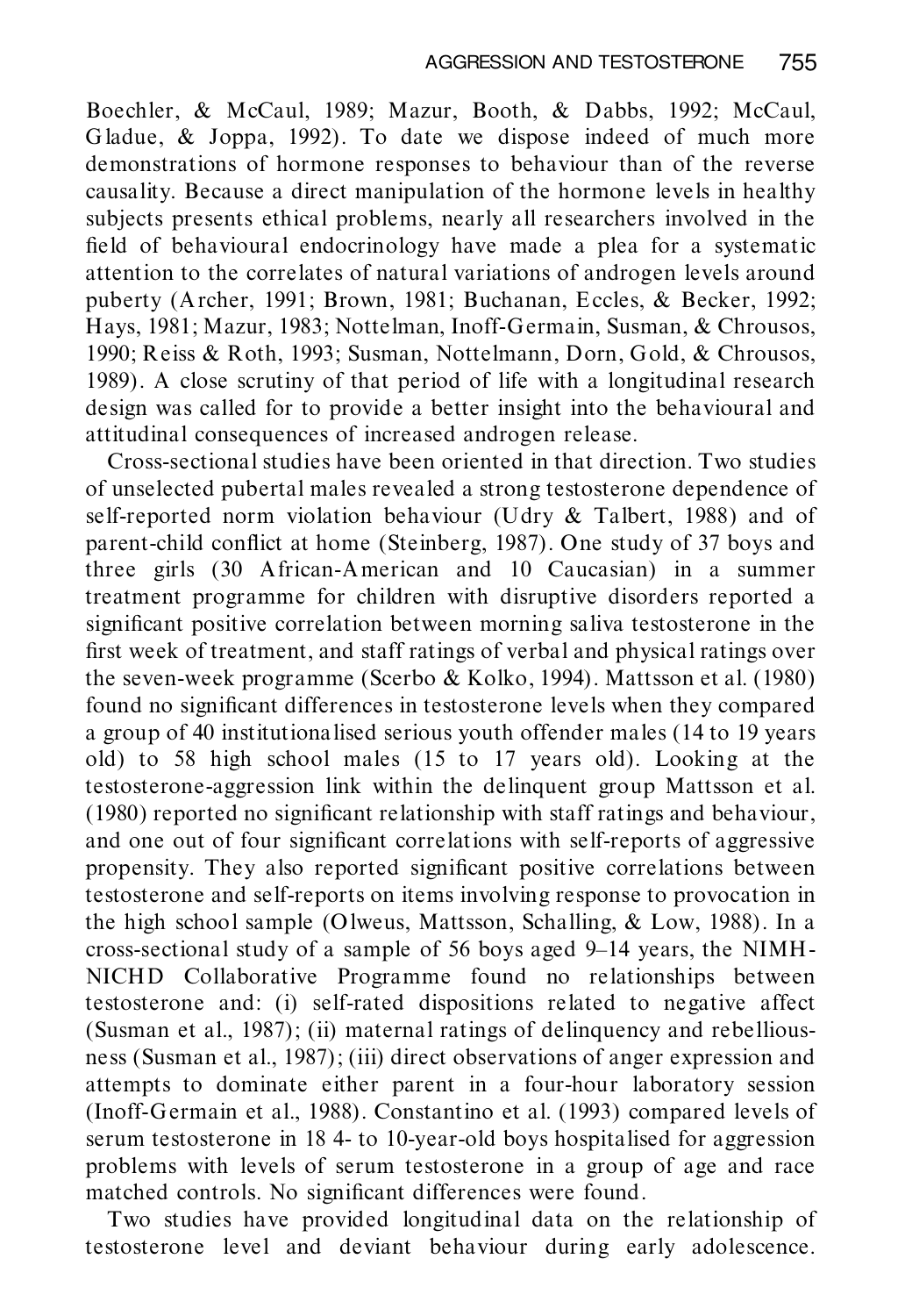Boechler, & McCaul, 1989; Mazur, Booth, & Dabbs, 1992; McCaul, Gladue, & Joppa, 1992). To date we dispose indeed of much more demonstrations of hormone responses to behaviour than of the reverse causality. Because a direct manipulation of the hormone levels in healthy subjects presents ethical problems, nearly all researchers involved in the field of behavioural endocrinology have made a plea for a systematic attention to the correlates of natural variations of androgen levels around puberty (Archer, 1991; Brown, 1981; Buchanan, Eccles, & Becker, 1992; Hays, 1981; Mazur, 1983; Nottelman, Inoff-Germain, Susman, & Chrousos, 1990; Reiss & Roth, 1993; Susman, Nottelmann, Dorn, Gold, & Chrousos, 1989). A close scrutiny of that period of life with a longitudinal research design was called for to provide a better insight into the behavioural and attitudinal consequences of increased androgen release.

Cross-sectional studies have been oriented in that direction. Two studies of unselected pubertal males revealed a strong testosterone dependence of self-reported norm violation behaviour (Udry & Talbert, 1988) and of parent-child conflict at home (Steinberg, 1987). One study of 37 boys and three girls (30 African-American and 10 Caucasian) in a summer treatment programme for children with disruptive disorders reported a significant positive correlation between morning saliva testosterone in the first week of treatment, and staff ratings of verbal and physical ratings over the seven-week programme (Scerbo & Kolko, 1994). Mattsson et al. (1980) found no significant differences in testosterone levels when they compared a group of 40 institutionalised serious youth offender males (14 to 19 years old) to 58 high school males (15 to 17 years old). Looking at the testosterone-aggression link within the delinquent group Mattsson et al. (1980) reported no significant relationship with staff ratings and behaviour, and one out of four significant correlations with self-reports of aggressive propensity. They also reported significant positive correlations between testosterone and self-reports on items involving response to provocation in the high school sample (Olweus, Mattsson, Schalling, & Low, 1988). In a cross-sectional study of a sample of 56 boys aged 9–14 years, the NIMH-NICHD Collaborative Programme found no relationships between testosterone and: (i) self-rated dispositions related to negative affect (Susman et al., 1987); (ii) maternal ratings of delinquency and rebelliousness (Susman et al., 1987); (iii) direct observations of anger expression and attempts to dominate either parent in a four-hour laboratory session (Inoff-Germain et al., 1988). Constantino et al. (1993) compared levels of serum testosterone in 18 4- to 10-year-old boys hospitalised for aggression problems with levels of serum testosterone in a group of age and race matched controls. No significant differences were found.

Two studies have provided longitudinal data on the relationship of testosterone level and deviant behaviour during early adolescence.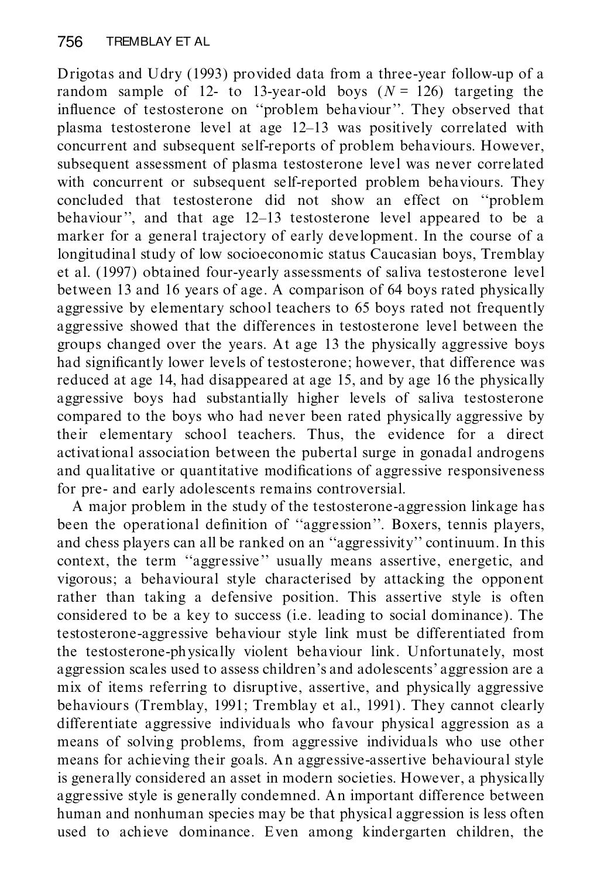Drigotas and Udry (1993) provided data from a three-year follow-up of a random sample of 12- to 13-year-old boys ($N = 126$) targeting the influence of testosterone on "problem behaviour". They observed that plasma testosterone level at age 12–13 was positively correlated with concurrent and subsequent self-reports of problem behaviours. However, subsequent assessment of plasma testosterone level was never correlated with concurrent or subsequent self-reported problem behaviours. They concluded that testosterone did not show an effect on "problem behaviour", and that age 12–13 testosterone level appeared to be a marker for a general trajectory of early development. In the course of a longitudinal study of low socioeconomic status Caucasian boys, Tremblay et al. (1997) obtained four-yearly assessments of saliva testosterone level between 13 and 16 years of age. A comparison of 64 boys rated physically aggressive by elementary school teachers to 65 boys rated not frequently aggressive showed that the differences in testosterone level between the groups changed over the years. At age 13 the physically aggressive boys had significantly lower levels of testosterone; however, that difference was reduced at age 14, had disappeared at age 15, and by age 16 the physically aggressive boys had substantially higher levels of saliva testosterone compared to the boys who had never been rated physically aggressive by their elementary school teachers. Thus, the evidence for a direct activational association between the pubertal surge in gonadal androgens and qualitative or quantitative modifications of aggressive responsiveness for pre- and early adolescents remains controversial.

A major problem in the study of the testosterone-aggression linkage has been the operational definition of "aggression". Boxers, tennis players, and chess players can all be ranked on an "aggressivity" continuum. In this context, the term "aggressive" usually means assertive, energetic, and vigorous; a behavioural style characterised by attacking the opponent rather than taking a defensive position. This assertive style is often considered to be a key to success (i.e. leading to social dominance). The testosterone-aggressive behaviour style link must be differentiated from the testosterone-physically violent behaviour link. Unfortunately, most aggression scales used to assess children's and adolescents' aggression are a mix of items referring to disruptive, assertive, and physically aggressive behaviours (Tremblay, 1991; Tremblay et al., 1991). They cannot clearly differentiate aggressive individuals who favour physical aggression as a means of solving problems, from aggressive individuals who use other means for achieving their goals. An aggressive-assertive behavioural style is generally considered an asset in modern societies. However, a physically aggressive style is generally condemned. An important difference between human and nonhuman species may be that physical aggression is less often used to achieve dominance. Even among kindergarten children, the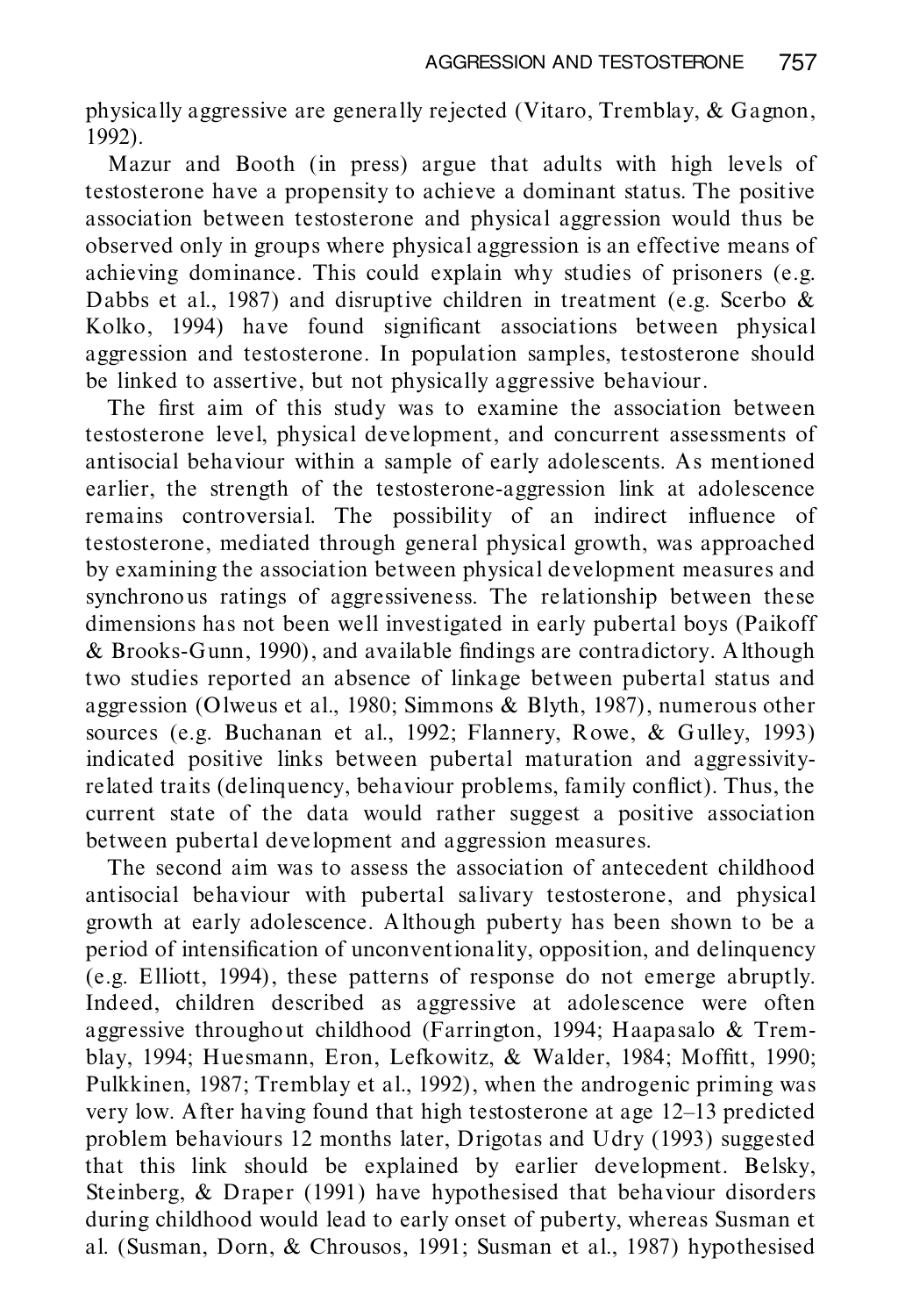physically aggressive are generally rejected (Vitaro, Tremblay, & Gagnon, 1992).

Mazur and Booth (in press) argue that adults with high levels of testosterone have a propensity to achieve a dominant status. The positive association between testosterone and physical aggression would thus be observed only in groups where physical aggression is an effective means of achieving dominance. This could explain why studies of prisoners (e.g. Dabbs et al., 1987) and disruptive children in treatment (e.g. Scerbo & Kolko, 1994) have found significant associations between physical aggression and testosterone. In population samples, testosterone should be linked to assertive, but not physically aggressive behaviour.

The first aim of this study was to examine the association between testosterone level, physical development, and concurrent assessments of antisocial behaviour within a sample of early adolescents. As mentioned earlier, the strength of the testosterone-aggression link at adolescence remains controversial. The possibility of an indirect influence of testosterone, mediated through general physical growth, was approached by examining the association between physical development measures and synchronous ratings of aggressiveness. The relationship between these dimensions has not been well investigated in early pubertal boys (Paikoff & Brooks-Gunn, 1990), and available findings are contradictory. Although two studies reported an absence of linkage between pubertal status and aggression (Olweus et al., 1980; Simmons & Blyth, 1987), numerous other sources (e.g. Buchanan et al., 1992; Flannery, Rowe, & Gulley, 1993) indicated positive links between pubertal maturation and aggressivity-related traits (delinquency, behaviour problems, family conflict). Thus, the current state of the data would rather suggest a positive association between pubertal development and aggression measures.

The second aim was to assess the association of antecedent childhood antisocial behaviour with pubertal salivary testosterone, and physical growth at early adolescence. Although puberty has been shown to be a period of intensification of unconventionality, opposition, and delinquency (e.g. Elliott, 1994), these patterns of response do not emerge abruptly. Indeed, children described as aggressive at adolescence were often aggressive throughout childhood (Farrington, 1994; Haapasalo & Tremblay, 1994; Huesmann, Eron, Lefkowitz, & Walder, 1984; Moffitt, 1990; Pulkkinen, 1987; Tremblay et al., 1992), when the androgenic priming was very low. After having found that high testosterone at age 12–13 predicted problem behaviours 12 months later, Drigotas and Udry (1993) suggested that this link should be explained by earlier development. Belsky, Steinberg, & Draper (1991) have hypothesised that behaviour disorders during childhood would lead to early onset of puberty, whereas Susman et al. (Susman, Dorn, & Chrousos, 1991; Susman et al., 1987) hypothesised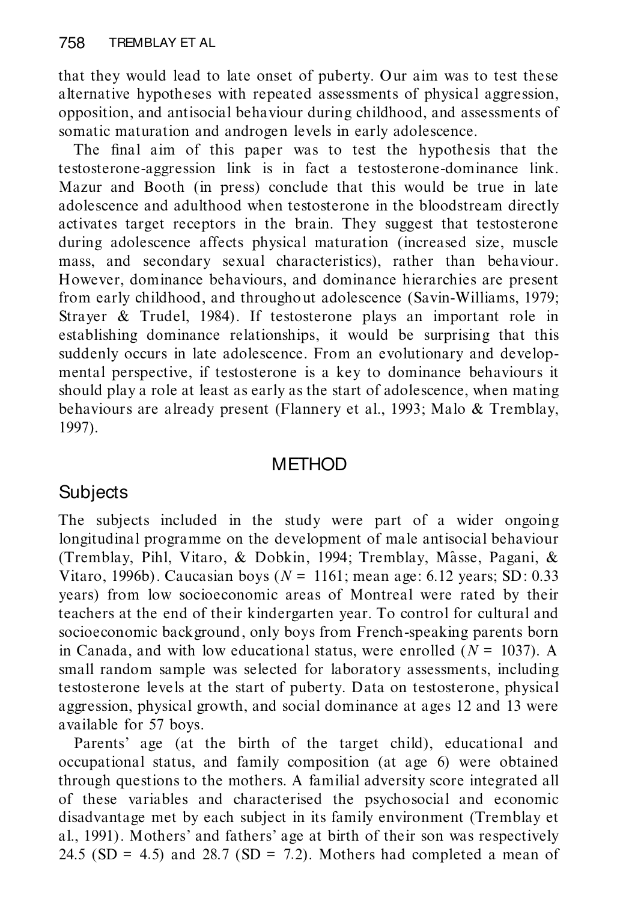that they would lead to late onset of puberty. Our aim was to test these alternative hypotheses with repeated assessments of physical aggression, opposition, and antisocial behaviour during childhood, and assessments of somatic maturation and androgen levels in early adolescence.

The final aim of this paper was to test the hypothesis that the testosterone-aggression link is in fact a testosterone-dominance link. Mazur and Booth (in press) conclude that this would be true in late adolescence and adulthood when testosterone in the bloodstream directly activates target receptors in the brain. They suggest that testosterone during adolescence affects physical maturation (increased size, muscle mass, and secondary sexual characteristics), rather than behaviour. However, dominance behaviours, and dominance hierarchies are present from early childhood, and throughout adolescence (Savin-Williams, 1979; Strayer & Trudel, 1984). If testosterone plays an important role in establishing dominance relationships, it would be surprising that this suddenly occurs in late adolescence. From an evolutionary and developmental perspective, if testosterone is a key to dominance behaviours it should play a role at least as early as the start of adolescence, when mating behaviours are already present (Flannery et al., 1993; Malo & Tremblay, 1997).

## METHOD

### Subjects

The subjects included in the study were part of a wider ongoing longitudinal programme on the development of male antisocial behaviour (Tremblay, Pihl, Vitaro, & Dobkin, 1994; Tremblay, Mâsse, Pagani, & Vitaro, 1996b). Caucasian boys ($N$ = 1161; mean age: 6.12 years; SD: 0.33 years) from low socioeconomic areas of Montreal were rated by their teachers at the end of their kindergarten year. To control for cultural and socioeconomic background, only boys from French-speaking parents born in Canada, and with low educational status, were enrolled ($N$ = 1037). A small random sample was selected for laboratory assessments, including testosterone levels at the start of puberty. Data on testosterone, physical aggression, physical growth, and social dominance at ages 12 and 13 were available for 57 boys.

Parents' age (at the birth of the target child), educational and occupational status, and family composition (at age 6) were obtained through questions to the mothers. A familial adversity score integrated all of these variables and characterised the psychosocial and economic disadvantage met by each subject in its family environment (Tremblay et al., 1991). Mothers' and fathers' age at birth of their son was respectively 24.5 (SD = 4.5) and 28.7 (SD = 7.2). Mothers had completed a mean of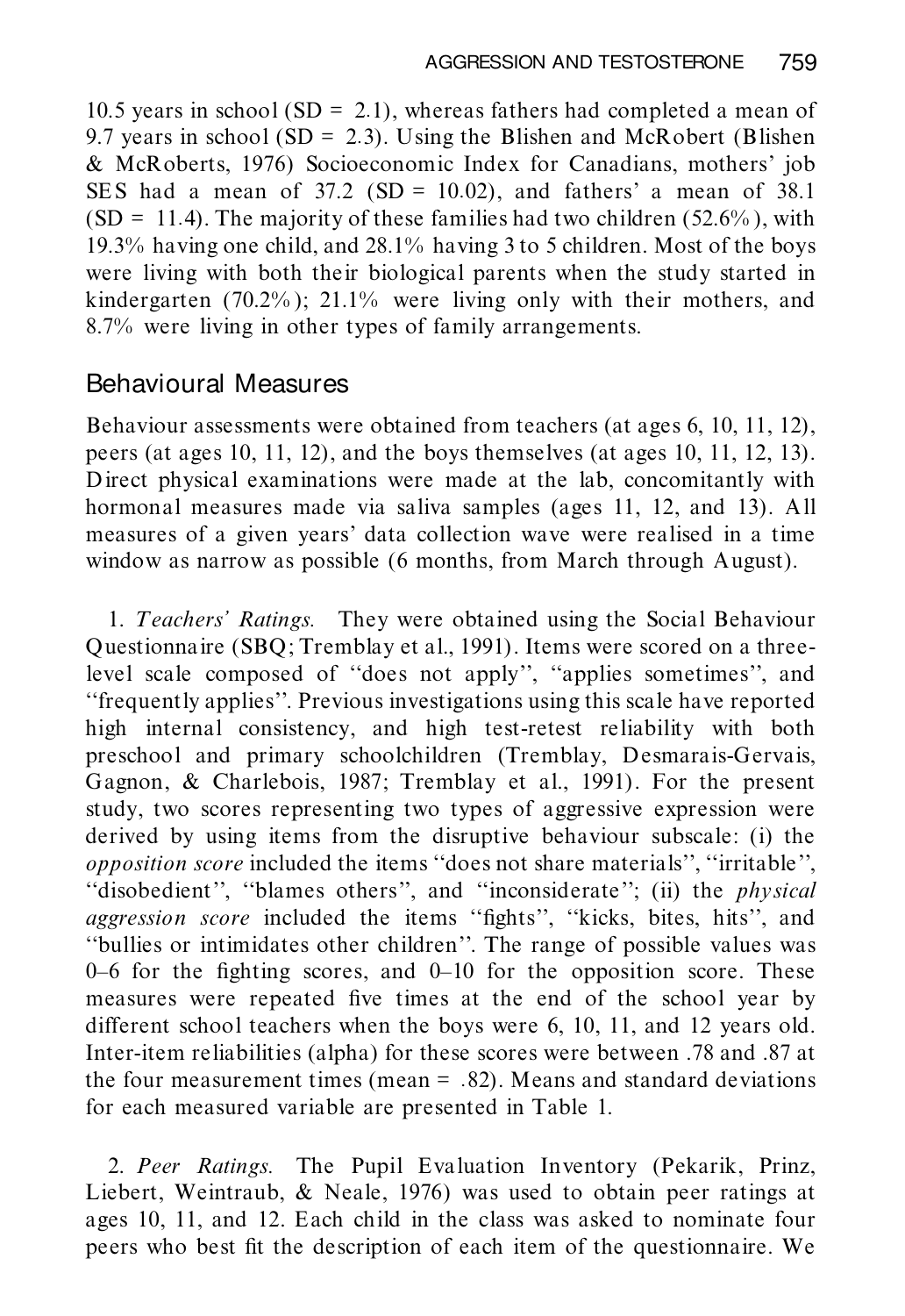10.5 years in school (SD = 2.1), whereas fathers had completed a mean of 9.7 years in school (SD = 2.3). Using the Blishen and McRobert (Blishen & McRoberts, 1976) Socioeconomic Index for Canadians, mothers' job SES had a mean of 37.2 (SD = 10.02), and fathers' a mean of 38.1 (SD = 11.4). The majority of these families had two children (52.6%), with 19.3% having one child, and 28.1% having 3 to 5 children. Most of the boys were living with both their biological parents when the study started in kindergarten (70.2%); 21.1% were living only with their mothers, and 8.7% were living in other types of family arrangements.

## Behavioural Measures

Behaviour assessments were obtained from teachers (at ages 6, 10, 11, 12), peers (at ages 10, 11, 12), and the boys themselves (at ages 10, 11, 12, 13). Direct physical examinations were made at the lab, concomitantly with hormonal measures made via saliva samples (ages 11, 12, and 13). All measures of a given years' data collection wave were realised in a time window as narrow as possible (6 months, from March through August).

1. *Teachers' Ratings.* They were obtained using the Social Behaviour Questionnaire (SBQ; Tremblay et al., 1991). Items were scored on a three-level scale composed of "does not apply", "applies sometimes", and "frequently applies". Previous investigations using this scale have reported high internal consistency, and high test-retest reliability with both preschool and primary schoolchildren (Tremblay, Desmarais-Gervais, Gagnon, & Charlebois, 1987; Tremblay et al., 1991). For the present study, two scores representing two types of aggressive expression were derived by using items from the disruptive behaviour subscale: (i) the *opposition score* included the items "does not share materials", "irritable", "disobedient", "blames others", and "inconsiderate"; (ii) the *physical aggression score* included the items "fights", "kicks, bites, hits", and "bullies or intimidates other children". The range of possible values was 0–6 for the fighting scores, and 0–10 for the opposition score. These measures were repeated five times at the end of the school year by different school teachers when the boys were 6, 10, 11, and 12 years old. Inter-item reliabilities (alpha) for these scores were between .78 and .87 at the four measurement times (mean = .82). Means and standard deviations for each measured variable are presented in Table 1.

2. *Peer Ratings.* The Pupil Evaluation Inventory (Pekarik, Prinz, Liebert, Weintraub, & Neale, 1976) was used to obtain peer ratings at ages 10, 11, and 12. Each child in the class was asked to nominate four peers who best fit the description of each item of the questionnaire. We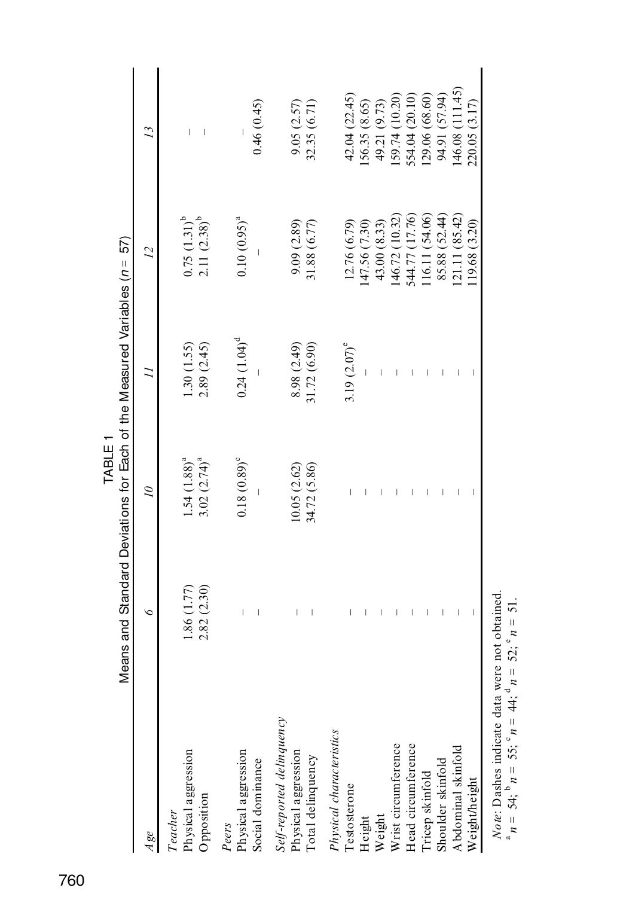TABLE 1
Means and Standard Deviations for Each of the Measured Variables ($n$ = 57)

| *Age* | *6* | *10* | *11* | *12* | *13* |
|---|---|---|---|---|---|
| *Teacher* | | | | | |
| Physical aggression | 1.86 (1.77) | 1.54 (1.88)[a] | 1.30 (1.55) | 0.75 (1.31)[b] | – |
| Opposition | 2.82 (2.30) | 3.02 (2.74)[a] | 2.89 (2.45) | 2.11 (2.38)[b] | – |
| *Peers* | | | | | |
| Physical aggression | – | 0.18 (0.89)[c] | 0.24 (1.04)[d] | 0.10 (0.95)[a] | – |
| Social dominance | – | – | – | – | 0.46 (0.45) |
| *Self-reported delinquency* | | | | | |
| Physical aggression | – | 10.05 (2.62) | 8.98 (2.49) | 9.09 (2.89) | 9.05 (2.57) |
| Total delinquency | – | 34.72 (5.86) | 31.72 (6.90) | 31.88 (6.77) | 32.35 (6.71) |
| *Physical characteristics* | | | | | |
| Testosterone | – | – | 3.19 (2.07)[e] | 12.76 (6.79) | 42.04 (22.45) |
| Height | – | – | – | 147.56 (7.30) | 156.35 (8.65) |
| Weight | – | – | – | 43.00 (8.33) | 49.21 (9.73) |
| Wrist circumference | – | – | – | 146.72 (10.32) | 159.74 (10.20) |
| Head circumference | – | – | – | 544.77 (17.76) | 554.04 (20.10) |
| Tricep skinfold | – | – | – | 116.11 (54.06) | 129.06 (68.60) |
| Shoulder skinfold | – | – | – | 85.88 (52.44) | 94.91 (57.94) |
| Abdominal skinfold | – | – | – | 121.11 (85.42) | 146.08 (111.45) |
| Weight/height | – | – | – | 119.68 (3.20) | 220.05 (3.17) |

*Note*: Dashes indicate data were not obtained.
[a] $n$ = 54; [b] $n$ = 55; [c] $n$ = 44; [d] $n$ = 52; [e] $n$ = 51.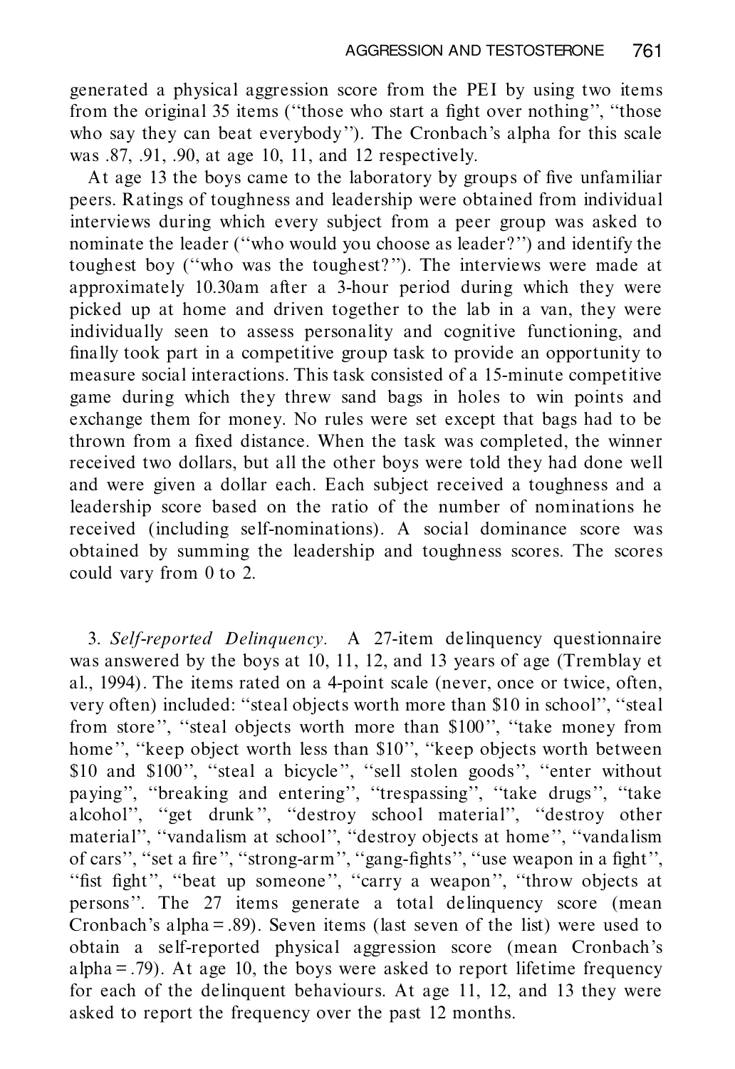generated a physical aggression score from the PEI by using two items from the original 35 items (''those who start a fight over nothing'', ''those who say they can beat everybody''). The Cronbach's alpha for this scale was .87, .91, .90, at age 10, 11, and 12 respectively.

At age 13 the boys came to the laboratory by groups of five unfamiliar peers. Ratings of toughness and leadership were obtained from individual interviews during which every subject from a peer group was asked to nominate the leader (''who would you choose as leader?'') and identify the toughest boy (''who was the toughest?''). The interviews were made at approximately 10.30am after a 3-hour period during which they were picked up at home and driven together to the lab in a van, they were individually seen to assess personality and cognitive functioning, and finally took part in a competitive group task to provide an opportunity to measure social interactions. This task consisted of a 15-minute competitive game during which they threw sand bags in holes to win points and exchange them for money. No rules were set except that bags had to be thrown from a fixed distance. When the task was completed, the winner received two dollars, but all the other boys were told they had done well and were given a dollar each. Each subject received a toughness and a leadership score based on the ratio of the number of nominations he received (including self-nominations). A social dominance score was obtained by summing the leadership and toughness scores. The scores could vary from 0 to 2.

3. *Self-reported Delinquency.* A 27-item delinquency questionnaire was answered by the boys at 10, 11, 12, and 13 years of age (Tremblay et al., 1994). The items rated on a 4-point scale (never, once or twice, often, very often) included: ''steal objects worth more than \$10 in school'', ''steal from store'', ''steal objects worth more than \$100'', ''take money from home'', ''keep object worth less than \$10'', ''keep objects worth between \$10 and \$100'', ''steal a bicycle'', ''sell stolen goods'', ''enter without paying'', ''breaking and entering'', ''trespassing'', ''take drugs'', ''take alcohol'', ''get drunk'', ''destroy school material'', ''destroy other material'', ''vandalism at school'', ''destroy objects at home'', ''vandalism of cars'', ''set a fire'', ''strong-arm'', ''gang-fights'', ''use weapon in a fight'', ''fist fight'', ''beat up someone'', ''carry a weapon'', ''throw objects at persons''. The 27 items generate a total delinquency score (mean Cronbach's alpha = .89). Seven items (last seven of the list) were used to obtain a self-reported physical aggression score (mean Cronbach's alpha = .79). At age 10, the boys were asked to report lifetime frequency for each of the delinquent behaviours. At age 11, 12, and 13 they were asked to report the frequency over the past 12 months.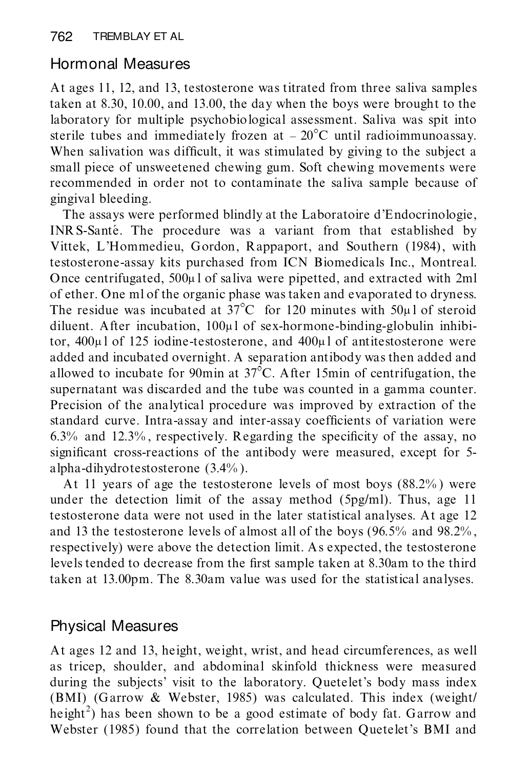## Hormonal Measures

At ages 11, 12, and 13, testosterone was titrated from three saliva samples taken at 8.30, 10.00, and 13.00, the day when the boys were brought to the laboratory for multiple psychobiological assessment. Saliva was spit into sterile tubes and immediately frozen at $-20^{\circ}$C until radioimmunoassay. When salivation was difficult, it was stimulated by giving to the subject a small piece of unsweetened chewing gum. Soft chewing movements were recommended in order not to contaminate the saliva sample because of gingival bleeding.

The assays were performed blindly at the Laboratoire d'Endocrinologie, INRS-Santé. The procedure was a variant from that established by Vittek, L'Hommedieu, Gordon, Rappaport, and Southern (1984), with testosterone-assay kits purchased from ICN Biomedicals Inc., Montreal. Once centrifugated, 500μl of saliva were pipetted, and extracted with 2ml of ether. One ml of the organic phase was taken and evaporated to dryness. The residue was incubated at $37^{\circ}$C for 120 minutes with 50μl of steroid diluent. After incubation, 100μl of sex-hormone-binding-globulin inhibitor, 400μl of 125 iodine-testosterone, and 400μl of antitestosterone were added and incubated overnight. A separation antibody was then added and allowed to incubate for 90min at $37^{\circ}$C. After 15min of centrifugation, the supernatant was discarded and the tube was counted in a gamma counter. Precision of the analytical procedure was improved by extraction of the standard curve. Intra-assay and inter-assay coefficients of variation were 6.3% and 12.3%, respectively. Regarding the specificity of the assay, no significant cross-reactions of the antibody were measured, except for 5-alpha-dihydrotestosterone (3.4%).

At 11 years of age the testosterone levels of most boys (88.2%) were under the detection limit of the assay method (5pg/ml). Thus, age 11 testosterone data were not used in the later statistical analyses. At age 12 and 13 the testosterone levels of almost all of the boys (96.5% and 98.2%, respectively) were above the detection limit. As expected, the testosterone levels tended to decrease from the first sample taken at 8.30am to the third taken at 13.00pm. The 8.30am value was used for the statistical analyses.

## Physical Measures

At ages 12 and 13, height, weight, wrist, and head circumferences, as well as tricep, shoulder, and abdominal skinfold thickness were measured during the subjects' visit to the laboratory. Quetelet's body mass index (BMI) (Garrow & Webster, 1985) was calculated. This index (weight/height$^2$) has been shown to be a good estimate of body fat. Garrow and Webster (1985) found that the correlation between Quetelet's BMI and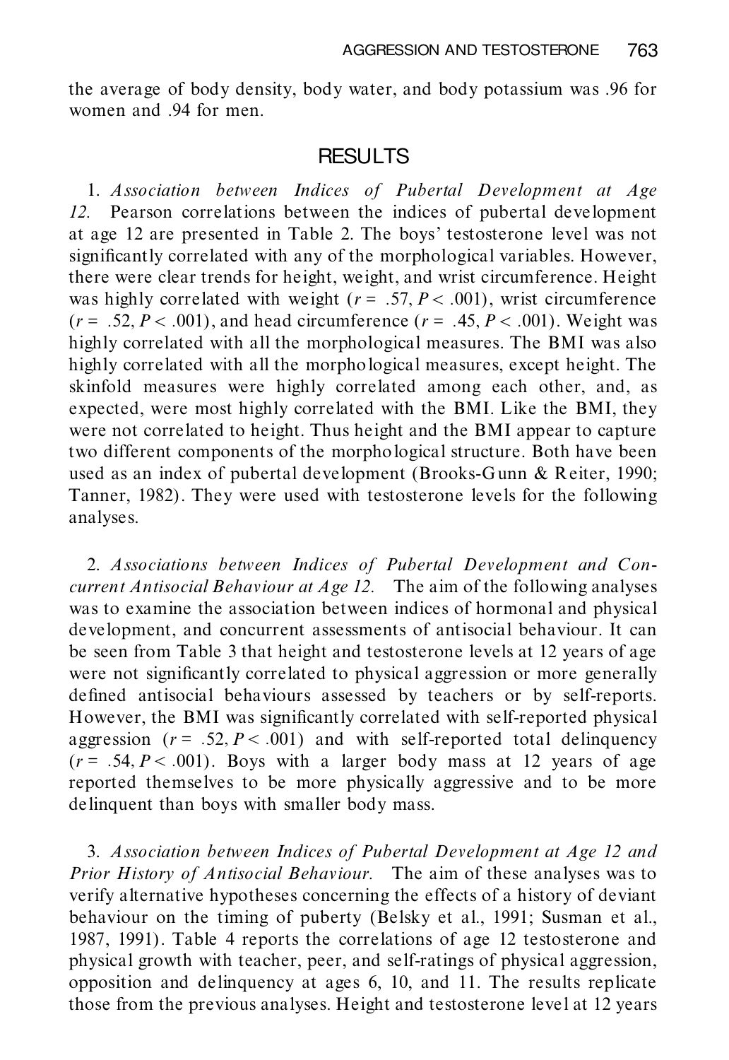the average of body density, body water, and body potassium was .96 for women and .94 for men.

## RESULTS

1. *Association between Indices of Pubertal Development at Age 12.* Pearson correlations between the indices of pubertal development at age 12 are presented in Table 2. The boys' testosterone level was not significantly correlated with any of the morphological variables. However, there were clear trends for height, weight, and wrist circumference. Height was highly correlated with weight ($r = .57, P < .001$), wrist circumference ($r = .52, P < .001$), and head circumference ($r = .45, P < .001$). Weight was highly correlated with all the morphological measures. The BMI was also highly correlated with all the morphological measures, except height. The skinfold measures were highly correlated among each other, and, as expected, were most highly correlated with the BMI. Like the BMI, they were not correlated to height. Thus height and the BMI appear to capture two different components of the morphological structure. Both have been used as an index of pubertal development (Brooks-Gunn & Reiter, 1990; Tanner, 1982). They were used with testosterone levels for the following analyses.

2. *Associations between Indices of Pubertal Development and Concurrent Antisocial Behaviour at Age 12.* The aim of the following analyses was to examine the association between indices of hormonal and physical development, and concurrent assessments of antisocial behaviour. It can be seen from Table 3 that height and testosterone levels at 12 years of age were not significantly correlated to physical aggression or more generally defined antisocial behaviours assessed by teachers or by self-reports. However, the BMI was significantly correlated with self-reported physical aggression ($r = .52, P < .001$) and with self-reported total delinquency ($r = .54, P < .001$). Boys with a larger body mass at 12 years of age reported themselves to be more physically aggressive and to be more delinquent than boys with smaller body mass.

3. *Association between Indices of Pubertal Development at Age 12 and Prior History of Antisocial Behaviour.* The aim of these analyses was to verify alternative hypotheses concerning the effects of a history of deviant behaviour on the timing of puberty (Belsky et al., 1991; Susman et al., 1987, 1991). Table 4 reports the correlations of age 12 testosterone and physical growth with teacher, peer, and self-ratings of physical aggression, opposition and delinquency at ages 6, 10, and 11. The results replicate those from the previous analyses. Height and testosterone level at 12 years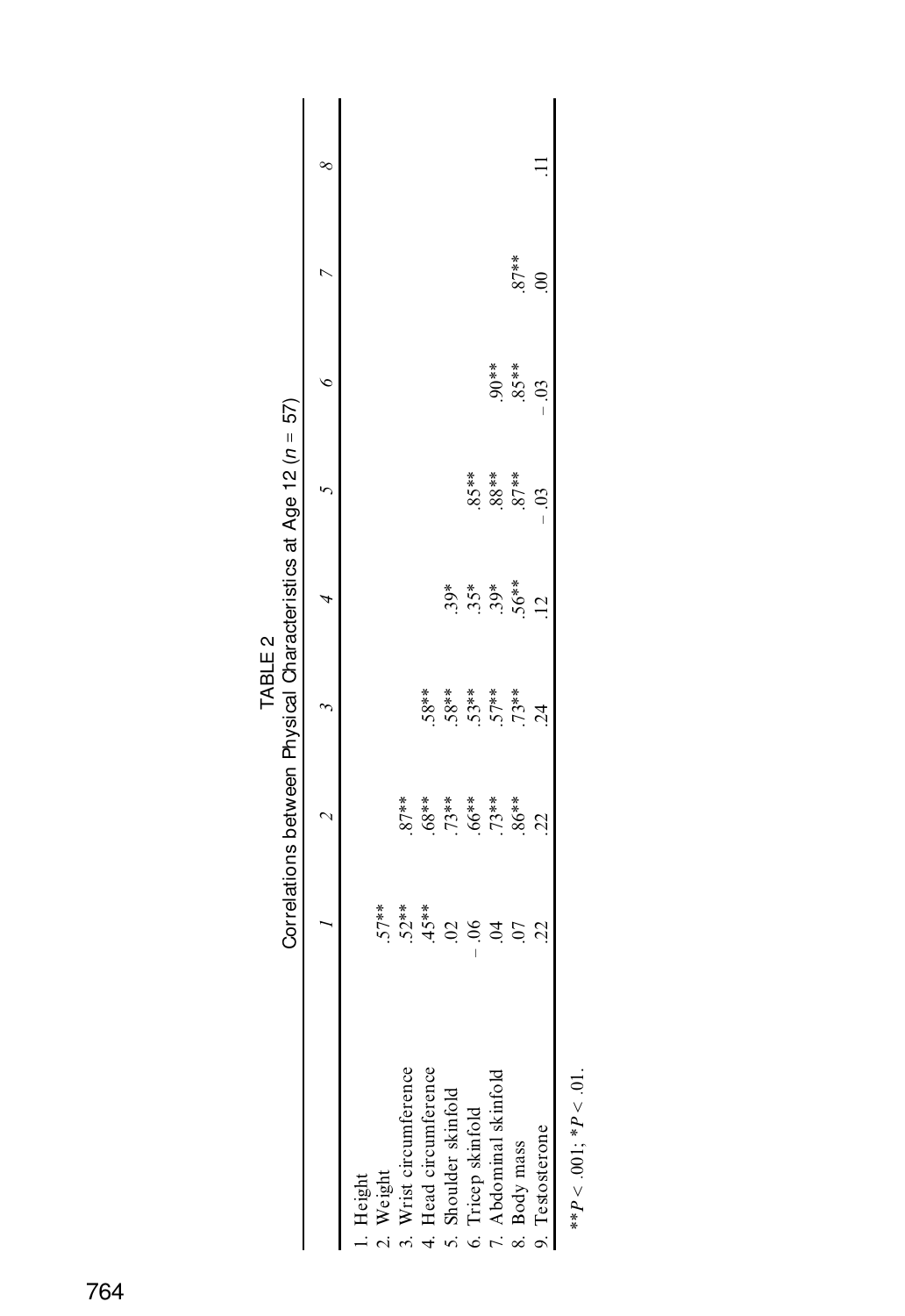TABLE 2

Correlations between Physical Characteristics at Age 12 ($n$ = 57)

| | 1 | 2 | 3 | 4 | 5 | 6 | 7 | 8 |
|---|---|---|---|---|---|---|---|---|
| 1. Height | | | | | | | | |
| 2. Weight | .57** | | | | | | | |
| 3. Wrist circumference | .52** | .87** | | | | | | |
| 4. Head circumference | .45** | .68** | .58** | | | | | |
| 5. Shoulder skinfold | .02 | .73** | .58** | .39* | | | | |
| 6. Tricep skinfold | −.06 | .66** | .53** | .35* | .85** | | | |
| 7. Abdominal skinfold | .04 | .73** | .57** | .39* | .88** | .90** | | |
| 8. Body mass | .07 | .86** | .73** | .56** | .87** | .85** | .87** | |
| 9. Testosterone | .22 | .22 | .24 | .12 | −.03 | −.03 | .00 | .11 |

$^{**}P < .001$; $^{*}P < .01$.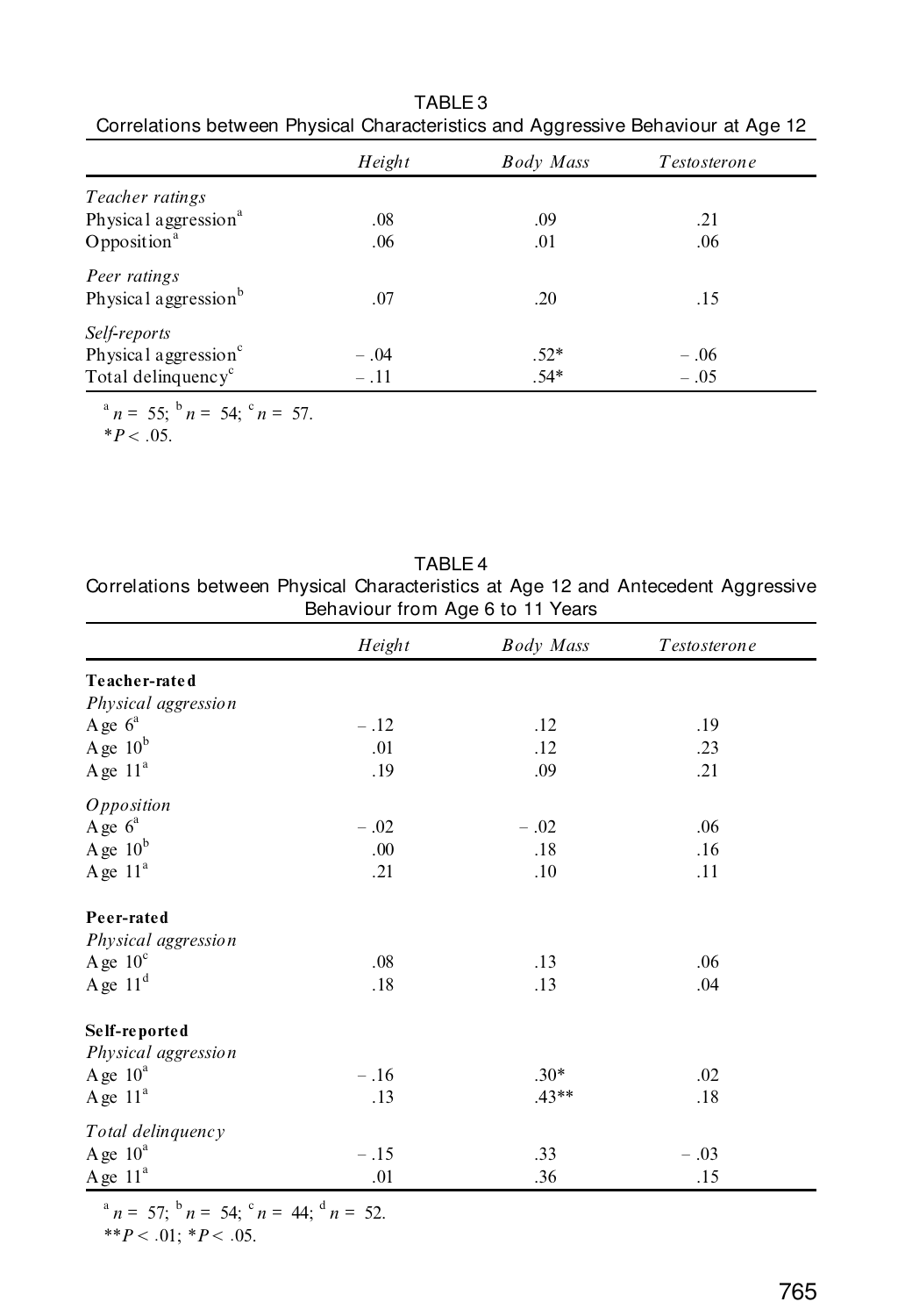TABLE 3
Correlations between Physical Characteristics and Aggressive Behaviour at Age 12

| | *Height* | *Body Mass* | *Testosterone* |
|---|---|---|---|
| *Teacher ratings* | | | |
| Physical aggression[a] | .08 | .09 | .21 |
| Opposition[a] | .06 | .01 | .06 |
| *Peer ratings* | | | |
| Physical aggression[b] | .07 | .20 | .15 |
| *Self-reports* | | | |
| Physical aggression[c] | −.04 | .52* | −.06 |
| Total delinquency[c] | −.11 | .54* | −.05 |

[a] $n = 55$; [b] $n = 54$; [c] $n = 57$.
$*P < .05$.

TABLE 4
Correlations between Physical Characteristics at Age 12 and Antecedent Aggressive Behaviour from Age 6 to 11 Years

| | *Height* | *Body Mass* | *Testosterone* |
|---|---|---|---|
| **Teacher-rated** | | | |
| *Physical aggression* | | | |
| Age 6[a] | −.12 | .12 | .19 |
| Age 10[b] | .01 | .12 | .23 |
| Age 11[a] | .19 | .09 | .21 |
| *Opposition* | | | |
| Age 6[a] | −.02 | −.02 | .06 |
| Age 10[b] | .00 | .18 | .16 |
| Age 11[a] | .21 | .10 | .11 |
| **Peer-rated** | | | |
| *Physical aggression* | | | |
| Age 10[c] | .08 | .13 | .06 |
| Age 11[d] | .18 | .13 | .04 |
| **Self-reported** | | | |
| *Physical aggression* | | | |
| Age 10[a] | −.16 | .30* | .02 |
| Age 11[a] | .13 | .43** | .18 |
| *Total delinquency* | | | |
| Age 10[a] | −.15 | .33 | −.03 |
| Age 11[a] | .01 | .36 | .15 |

[a] $n = 57$; [b] $n = 54$; [c] $n = 44$; [d] $n = 52$.
$**P < .01$; $*P < .05$.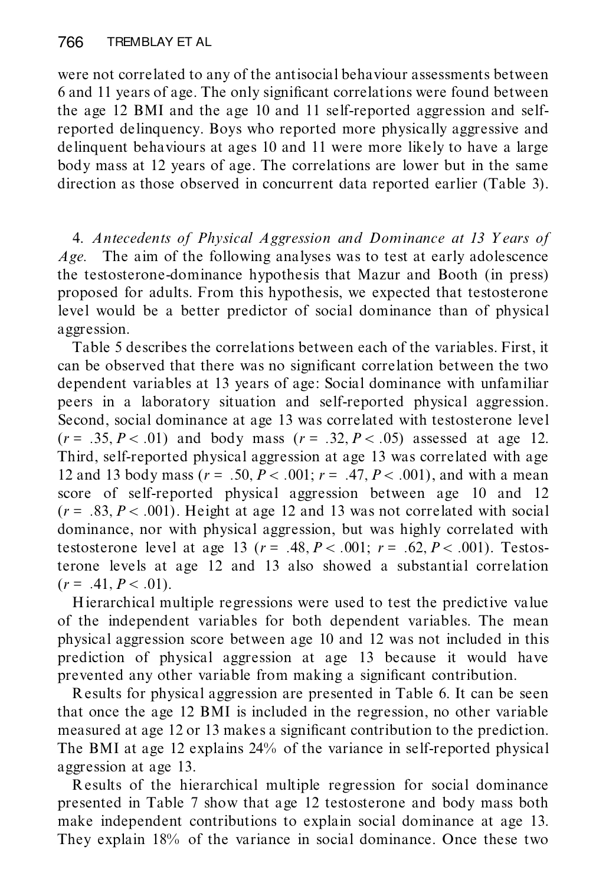were not correlated to any of the antisocial behaviour assessments between 6 and 11 years of age. The only significant correlations were found between the age 12 BMI and the age 10 and 11 self-reported aggression and self-reported delinquency. Boys who reported more physically aggressive and delinquent behaviours at ages 10 and 11 were more likely to have a large body mass at 12 years of age. The correlations are lower but in the same direction as those observed in concurrent data reported earlier (Table 3).

4. *Antecedents of Physical Aggression and Dominance at 13 Years of Age.* The aim of the following analyses was to test at early adolescence the testosterone-dominance hypothesis that Mazur and Booth (in press) proposed for adults. From this hypothesis, we expected that testosterone level would be a better predictor of social dominance than of physical aggression.

Table 5 describes the correlations between each of the variables. First, it can be observed that there was no significant correlation between the two dependent variables at 13 years of age: Social dominance with unfamiliar peers in a laboratory situation and self-reported physical aggression. Second, social dominance at age 13 was correlated with testosterone level ($r = .35, P < .01$) and body mass ($r = .32, P < .05$) assessed at age 12. Third, self-reported physical aggression at age 13 was correlated with age 12 and 13 body mass ($r = .50, P < .001$; $r = .47, P < .001$), and with a mean score of self-reported physical aggression between age 10 and 12 ($r = .83, P < .001$). Height at age 12 and 13 was not correlated with social dominance, nor with physical aggression, but was highly correlated with testosterone level at age 13 ($r = .48, P < .001$; $r = .62, P < .001$). Testosterone levels at age 12 and 13 also showed a substantial correlation ($r = .41, P < .01$).

Hierarchical multiple regressions were used to test the predictive value of the independent variables for both dependent variables. The mean physical aggression score between age 10 and 12 was not included in this prediction of physical aggression at age 13 because it would have prevented any other variable from making a significant contribution.

Results for physical aggression are presented in Table 6. It can be seen that once the age 12 BMI is included in the regression, no other variable measured at age 12 or 13 makes a significant contribution to the prediction. The BMI at age 12 explains 24% of the variance in self-reported physical aggression at age 13.

Results of the hierarchical multiple regression for social dominance presented in Table 7 show that age 12 testosterone and body mass both make independent contributions to explain social dominance at age 13. They explain 18% of the variance in social dominance. Once these two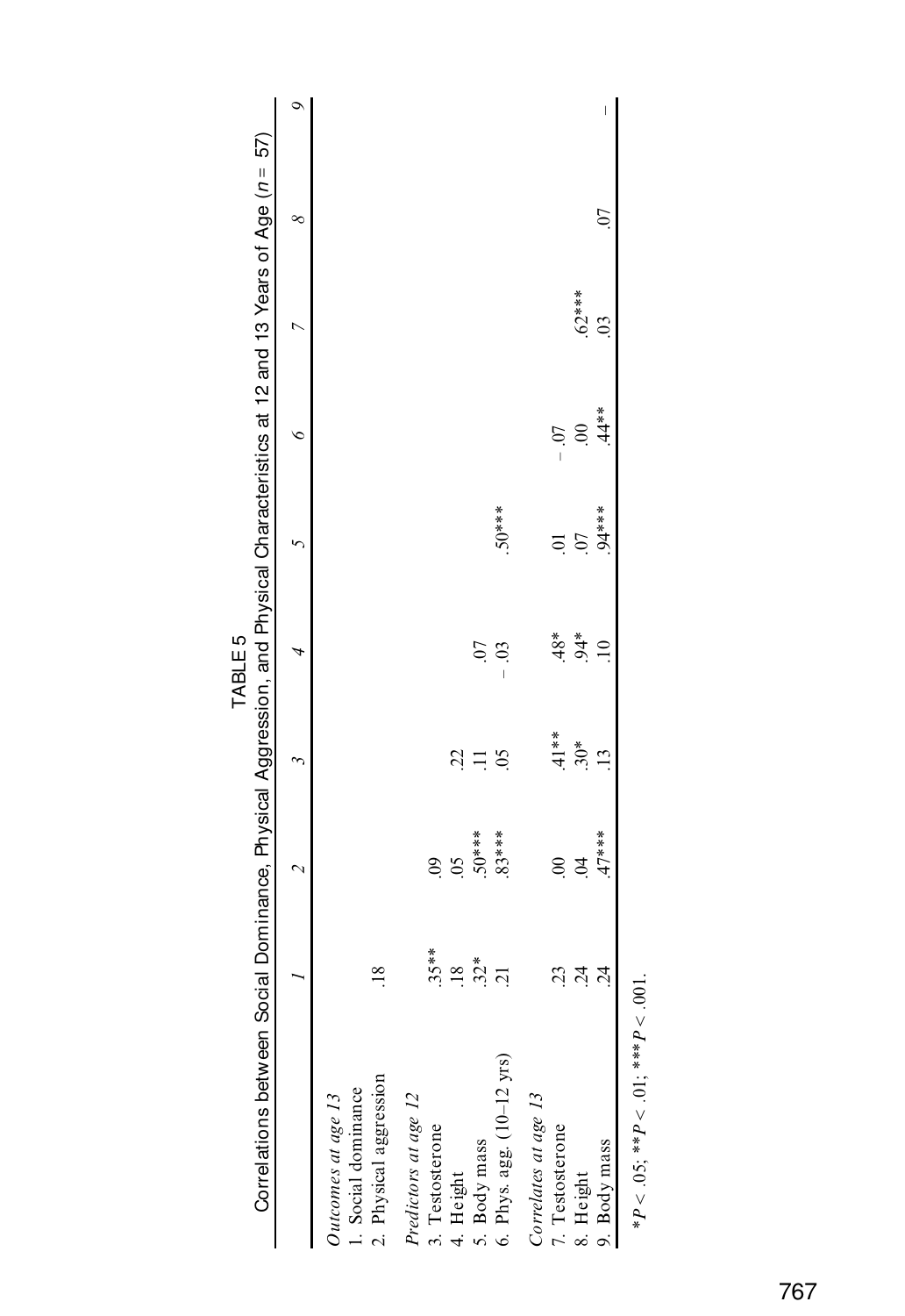TABLE 5

Correlations between Social Dominance, Physical Aggression, and Physical Characteristics at 12 and 13 Years of Age ($n = 57$)

| | *1* | *2* | *3* | *4* | *5* | *6* | *7* | *8* | *9* |
|---|---|---|---|---|---|---|---|---|---|
| *Outcomes at age 13* | | | | | | | | | |
| 1. Social dominance | | | | | | | | | |
| 2. Physical aggression | .18 | | | | | | | | |
| *Predictors at age 12* | | | | | | | | | |
| 3. Testosterone | .35** | .09 | | | | | | | |
| 4. Height | .18 | .05 | .22 | | | | | | |
| 5. Body mass | .32* | .50*** | .11 | .07 | | | | | |
| 6. Phys. agg. (10–12 yrs) | .21 | .83*** | .05 | −.03 | .50*** | | | | |
| *Correlates at age 13* | | | | | | | | | |
| 7. Testosterone | .23 | .00 | .41** | .48* | .01 | −.07 | | | |
| 8. Height | .24 | .04 | .30* | .94* | .07 | .00 | .62*** | | |
| 9. Body mass | .24 | .47*** | .13 | .10 | .94*** | .44** | .03 | .07 | — |

*$P < .05$; **$P < .01$; ***$P < .001$.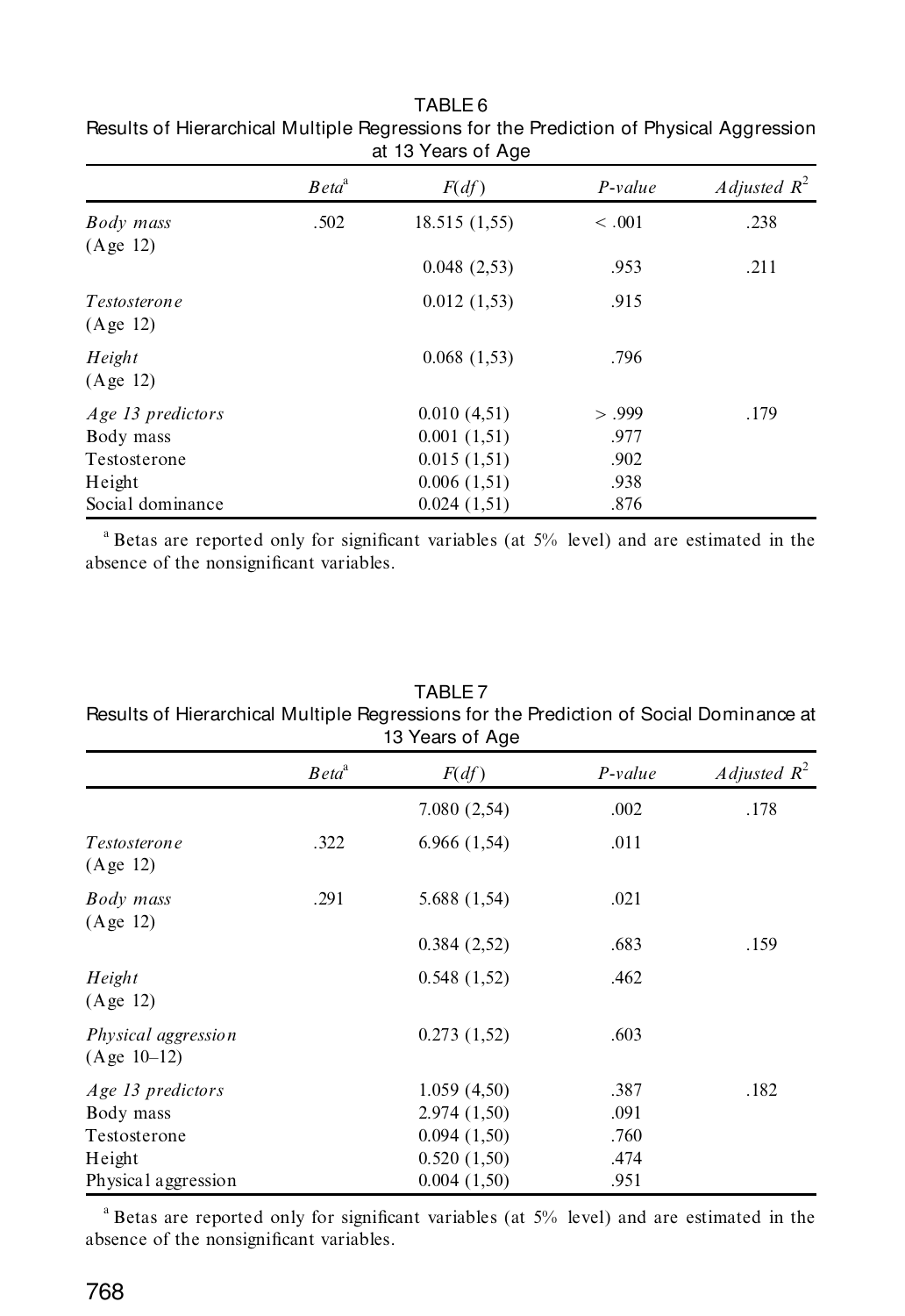TABLE 6
Results of Hierarchical Multiple Regressions for the Prediction of Physical Aggression at 13 Years of Age

| | *Beta*[a] | *F*(*df*) | *P-value* | *Adjusted* $R^2$ |
|---|---|---|---|---|
| *Body mass* (Age 12) | .502 | 18.515 (1,55) | < .001 | .238 |
| | | 0.048 (2,53) | .953 | .211 |
| *Testosterone* (Age 12) | | 0.012 (1,53) | .915 | |
| *Height* (Age 12) | | 0.068 (1,53) | .796 | |
| *Age 13 predictors* | | 0.010 (4,51) | > .999 | .179 |
| Body mass | | 0.001 (1,51) | .977 | |
| Testosterone | | 0.015 (1,51) | .902 | |
| Height | | 0.006 (1,51) | .938 | |
| Social dominance | | 0.024 (1,51) | .876 | |

[a] Betas are reported only for significant variables (at 5% level) and are estimated in the absence of the nonsignificant variables.

TABLE 7
Results of Hierarchical Multiple Regressions for the Prediction of Social Dominance at 13 Years of Age

| | *Beta*[a] | *F*(*df*) | *P-value* | *Adjusted* $R^2$ |
|---|---|---|---|---|
| | | 7.080 (2,54) | .002 | .178 |
| *Testosterone* (Age 12) | .322 | 6.966 (1,54) | .011 | |
| *Body mass* (Age 12) | .291 | 5.688 (1,54) | .021 | |
| | | 0.384 (2,52) | .683 | .159 |
| *Height* (Age 12) | | 0.548 (1,52) | .462 | |
| *Physical aggression* (Age 10–12) | | 0.273 (1,52) | .603 | |
| *Age 13 predictors* | | 1.059 (4,50) | .387 | .182 |
| Body mass | | 2.974 (1,50) | .091 | |
| Testosterone | | 0.094 (1,50) | .760 | |
| Height | | 0.520 (1,50) | .474 | |
| Physical aggression | | 0.004 (1,50) | .951 | |

[a] Betas are reported only for significant variables (at 5% level) and are estimated in the absence of the nonsignificant variables.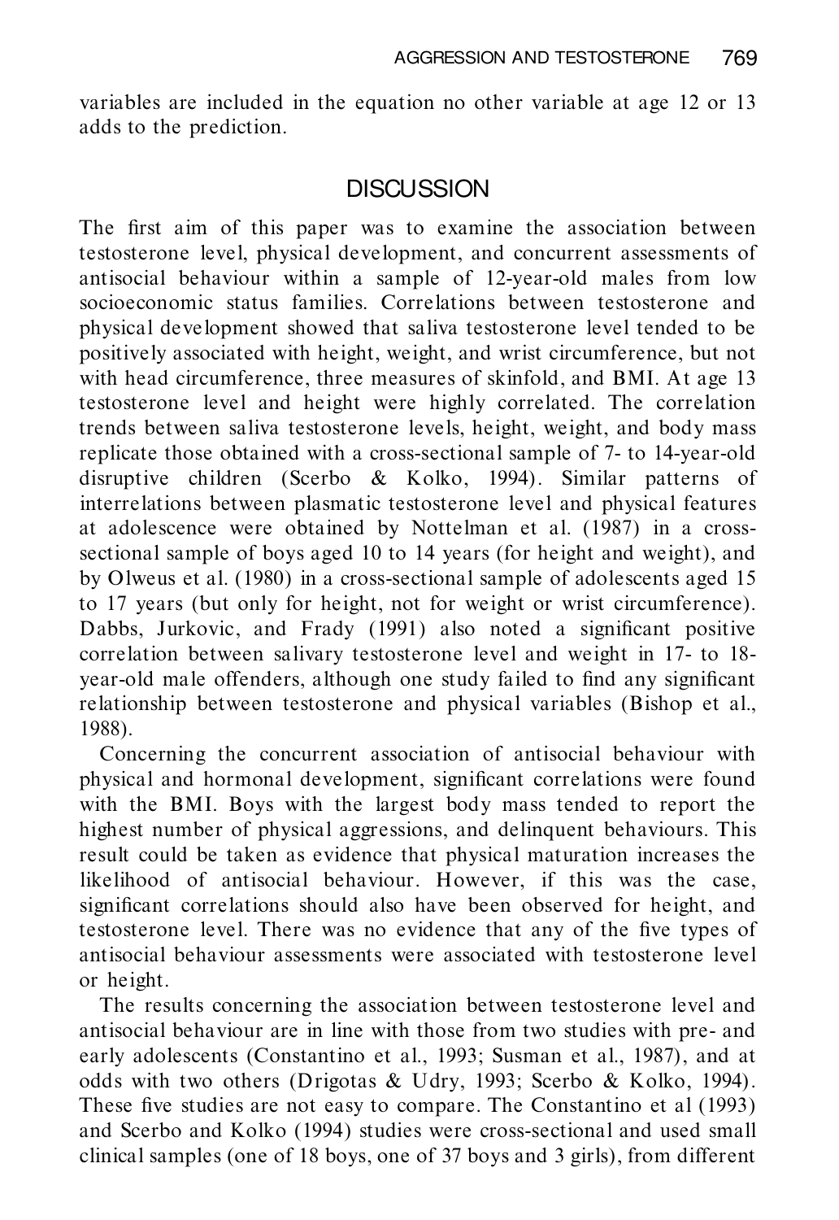variables are included in the equation no other variable at age 12 or 13 adds to the prediction.

## DISCUSSION

The first aim of this paper was to examine the association between testosterone level, physical development, and concurrent assessments of antisocial behaviour within a sample of 12-year-old males from low socioeconomic status families. Correlations between testosterone and physical development showed that saliva testosterone level tended to be positively associated with height, weight, and wrist circumference, but not with head circumference, three measures of skinfold, and BMI. At age 13 testosterone level and height were highly correlated. The correlation trends between saliva testosterone levels, height, weight, and body mass replicate those obtained with a cross-sectional sample of 7- to 14-year-old disruptive children (Scerbo & Kolko, 1994). Similar patterns of interrelations between plasmatic testosterone level and physical features at adolescence were obtained by Nottelman et al. (1987) in a cross-sectional sample of boys aged 10 to 14 years (for height and weight), and by Olweus et al. (1980) in a cross-sectional sample of adolescents aged 15 to 17 years (but only for height, not for weight or wrist circumference). Dabbs, Jurkovic, and Frady (1991) also noted a significant positive correlation between salivary testosterone level and weight in 17- to 18-year-old male offenders, although one study failed to find any significant relationship between testosterone and physical variables (Bishop et al., 1988).

Concerning the concurrent association of antisocial behaviour with physical and hormonal development, significant correlations were found with the BMI. Boys with the largest body mass tended to report the highest number of physical aggressions, and delinquent behaviours. This result could be taken as evidence that physical maturation increases the likelihood of antisocial behaviour. However, if this was the case, significant correlations should also have been observed for height, and testosterone level. There was no evidence that any of the five types of antisocial behaviour assessments were associated with testosterone level or height.

The results concerning the association between testosterone level and antisocial behaviour are in line with those from two studies with pre- and early adolescents (Constantino et al., 1993; Susman et al., 1987), and at odds with two others (Drigotas & Udry, 1993; Scerbo & Kolko, 1994). These five studies are not easy to compare. The Constantino et al (1993) and Scerbo and Kolko (1994) studies were cross-sectional and used small clinical samples (one of 18 boys, one of 37 boys and 3 girls), from different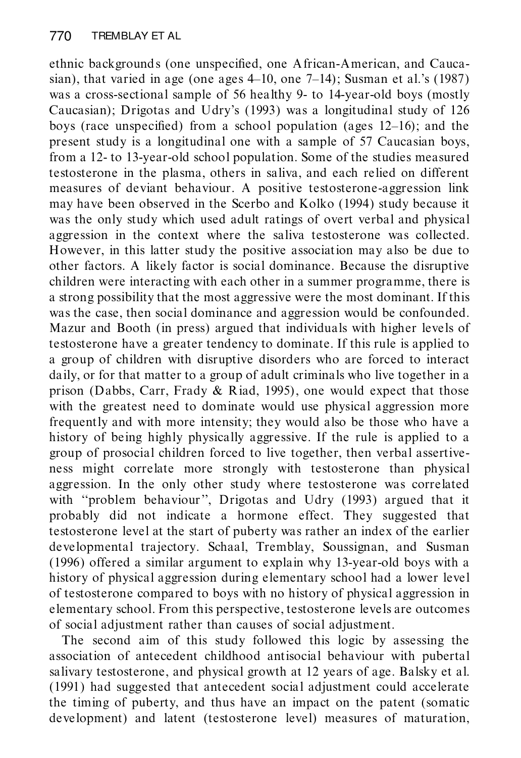ethnic backgrounds (one unspecified, one African-American, and Caucasian), that varied in age (one ages 4–10, one 7–14); Susman et al.'s (1987) was a cross-sectional sample of 56 healthy 9- to 14-year-old boys (mostly Caucasian); Drigotas and Udry's (1993) was a longitudinal study of 126 boys (race unspecified) from a school population (ages 12–16); and the present study is a longitudinal one with a sample of 57 Caucasian boys, from a 12- to 13-year-old school population. Some of the studies measured testosterone in the plasma, others in saliva, and each relied on different measures of deviant behaviour. A positive testosterone-aggression link may have been observed in the Scerbo and Kolko (1994) study because it was the only study which used adult ratings of overt verbal and physical aggression in the context where the saliva testosterone was collected. However, in this latter study the positive association may also be due to other factors. A likely factor is social dominance. Because the disruptive children were interacting with each other in a summer programme, there is a strong possibility that the most aggressive were the most dominant. If this was the case, then social dominance and aggression would be confounded. Mazur and Booth (in press) argued that individuals with higher levels of testosterone have a greater tendency to dominate. If this rule is applied to a group of children with disruptive disorders who are forced to interact daily, or for that matter to a group of adult criminals who live together in a prison (Dabbs, Carr, Frady & Riad, 1995), one would expect that those with the greatest need to dominate would use physical aggression more frequently and with more intensity; they would also be those who have a history of being highly physically aggressive. If the rule is applied to a group of prosocial children forced to live together, then verbal assertiveness might correlate more strongly with testosterone than physical aggression. In the only other study where testosterone was correlated with "problem behaviour", Drigotas and Udry (1993) argued that it probably did not indicate a hormone effect. They suggested that testosterone level at the start of puberty was rather an index of the earlier developmental trajectory. Schaal, Tremblay, Soussignan, and Susman (1996) offered a similar argument to explain why 13-year-old boys with a history of physical aggression during elementary school had a lower level of testosterone compared to boys with no history of physical aggression in elementary school. From this perspective, testosterone levels are outcomes of social adjustment rather than causes of social adjustment.

The second aim of this study followed this logic by assessing the association of antecedent childhood antisocial behaviour with pubertal salivary testosterone, and physical growth at 12 years of age. Balsky et al. (1991) had suggested that antecedent social adjustment could accelerate the timing of puberty, and thus have an impact on the patent (somatic development) and latent (testosterone level) measures of maturation,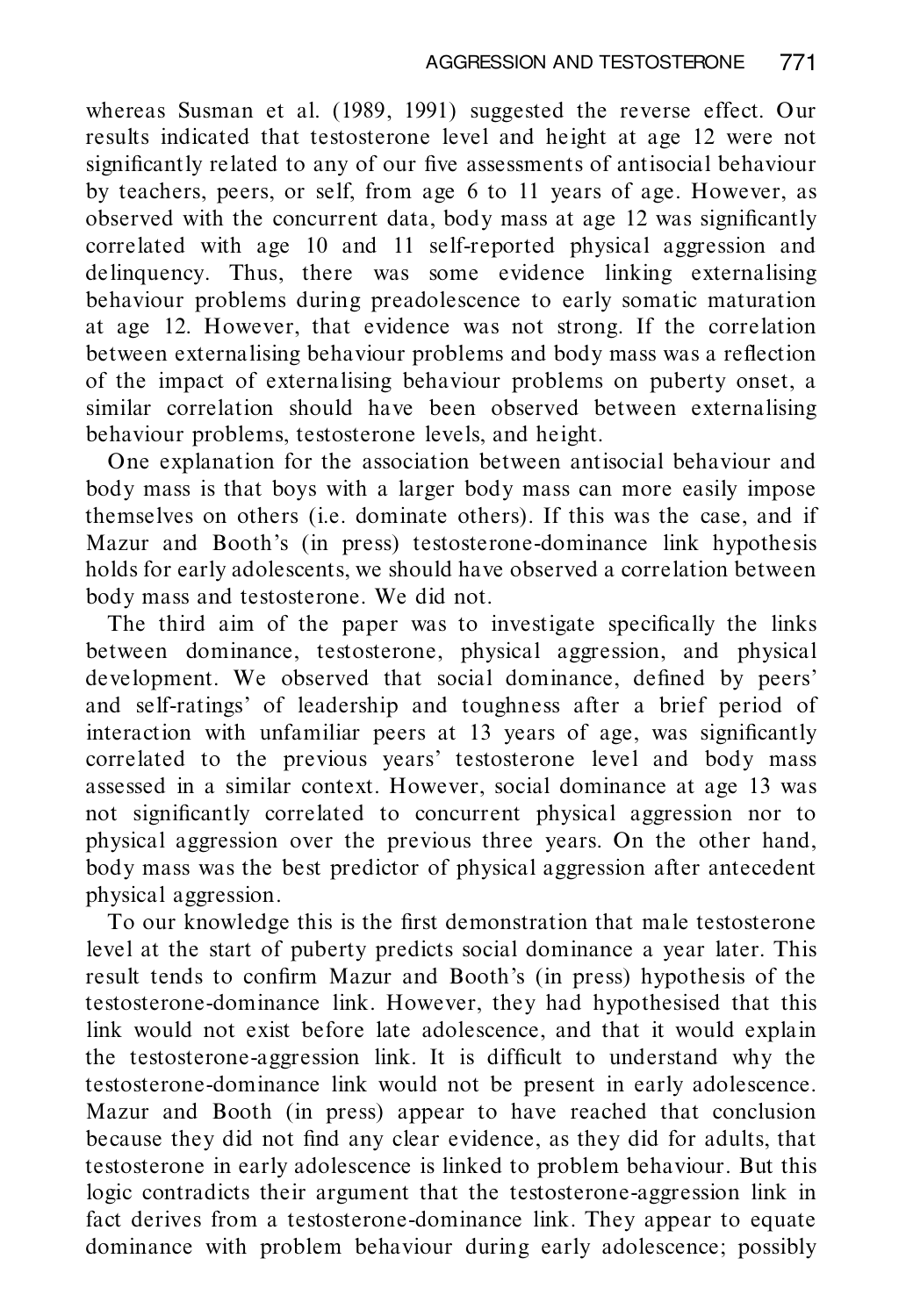whereas Susman et al. (1989, 1991) suggested the reverse effect. Our results indicated that testosterone level and height at age 12 were not significantly related to any of our five assessments of antisocial behaviour by teachers, peers, or self, from age 6 to 11 years of age. However, as observed with the concurrent data, body mass at age 12 was significantly correlated with age 10 and 11 self-reported physical aggression and delinquency. Thus, there was some evidence linking externalising behaviour problems during preadolescence to early somatic maturation at age 12. However, that evidence was not strong. If the correlation between externalising behaviour problems and body mass was a reflection of the impact of externalising behaviour problems on puberty onset, a similar correlation should have been observed between externalising behaviour problems, testosterone levels, and height.

One explanation for the association between antisocial behaviour and body mass is that boys with a larger body mass can more easily impose themselves on others (i.e. dominate others). If this was the case, and if Mazur and Booth's (in press) testosterone-dominance link hypothesis holds for early adolescents, we should have observed a correlation between body mass and testosterone. We did not.

The third aim of the paper was to investigate specifically the links between dominance, testosterone, physical aggression, and physical development. We observed that social dominance, defined by peers' and self-ratings' of leadership and toughness after a brief period of interaction with unfamiliar peers at 13 years of age, was significantly correlated to the previous years' testosterone level and body mass assessed in a similar context. However, social dominance at age 13 was not significantly correlated to concurrent physical aggression nor to physical aggression over the previous three years. On the other hand, body mass was the best predictor of physical aggression after antecedent physical aggression.

To our knowledge this is the first demonstration that male testosterone level at the start of puberty predicts social dominance a year later. This result tends to confirm Mazur and Booth's (in press) hypothesis of the testosterone-dominance link. However, they had hypothesised that this link would not exist before late adolescence, and that it would explain the testosterone-aggression link. It is difficult to understand why the testosterone-dominance link would not be present in early adolescence. Mazur and Booth (in press) appear to have reached that conclusion because they did not find any clear evidence, as they did for adults, that testosterone in early adolescence is linked to problem behaviour. But this logic contradicts their argument that the testosterone-aggression link in fact derives from a testosterone-dominance link. They appear to equate dominance with problem behaviour during early adolescence; possibly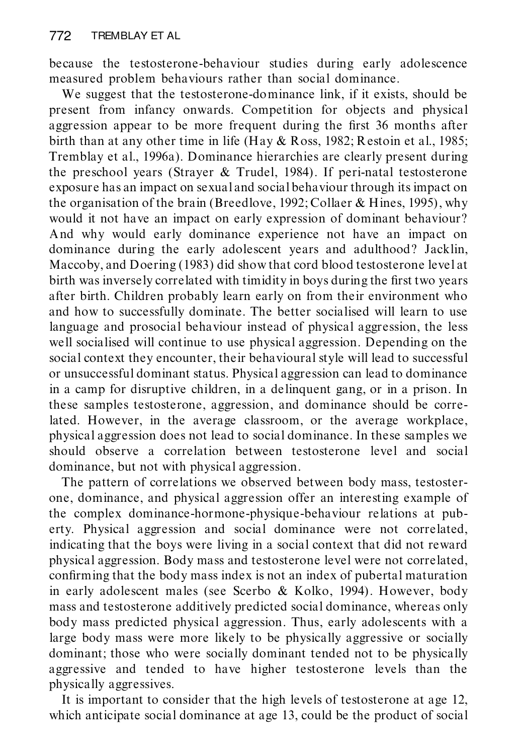because the testosterone-behaviour studies during early adolescence measured problem behaviours rather than social dominance.

We suggest that the testosterone-dominance link, if it exists, should be present from infancy onwards. Competition for objects and physical aggression appear to be more frequent during the first 36 months after birth than at any other time in life (Hay & Ross, 1982; Restoin et al., 1985; Tremblay et al., 1996a). Dominance hierarchies are clearly present during the preschool years (Strayer & Trudel, 1984). If peri-natal testosterone exposure has an impact on sexual and social behaviour through its impact on the organisation of the brain (Breedlove, 1992; Collaer & Hines, 1995), why would it not have an impact on early expression of dominant behaviour? And why would early dominance experience not have an impact on dominance during the early adolescent years and adulthood? Jacklin, Maccoby, and Doering (1983) did show that cord blood testosterone level at birth was inversely correlated with timidity in boys during the first two years after birth. Children probably learn early on from their environment who and how to successfully dominate. The better socialised will learn to use language and prosocial behaviour instead of physical aggression, the less well socialised will continue to use physical aggression. Depending on the social context they encounter, their behavioural style will lead to successful or unsuccessful dominant status. Physical aggression can lead to dominance in a camp for disruptive children, in a delinquent gang, or in a prison. In these samples testosterone, aggression, and dominance should be correlated. However, in the average classroom, or the average workplace, physical aggression does not lead to social dominance. In these samples we should observe a correlation between testosterone level and social dominance, but not with physical aggression.

The pattern of correlations we observed between body mass, testosterone, dominance, and physical aggression offer an interesting example of the complex dominance-hormone-physique-behaviour relations at puberty. Physical aggression and social dominance were not correlated, indicating that the boys were living in a social context that did not reward physical aggression. Body mass and testosterone level were not correlated, confirming that the body mass index is not an index of pubertal maturation in early adolescent males (see Scerbo & Kolko, 1994). However, body mass and testosterone additively predicted social dominance, whereas only body mass predicted physical aggression. Thus, early adolescents with a large body mass were more likely to be physically aggressive or socially dominant; those who were socially dominant tended not to be physically aggressive and tended to have higher testosterone levels than the physically aggressives.

It is important to consider that the high levels of testosterone at age 12, which anticipate social dominance at age 13, could be the product of social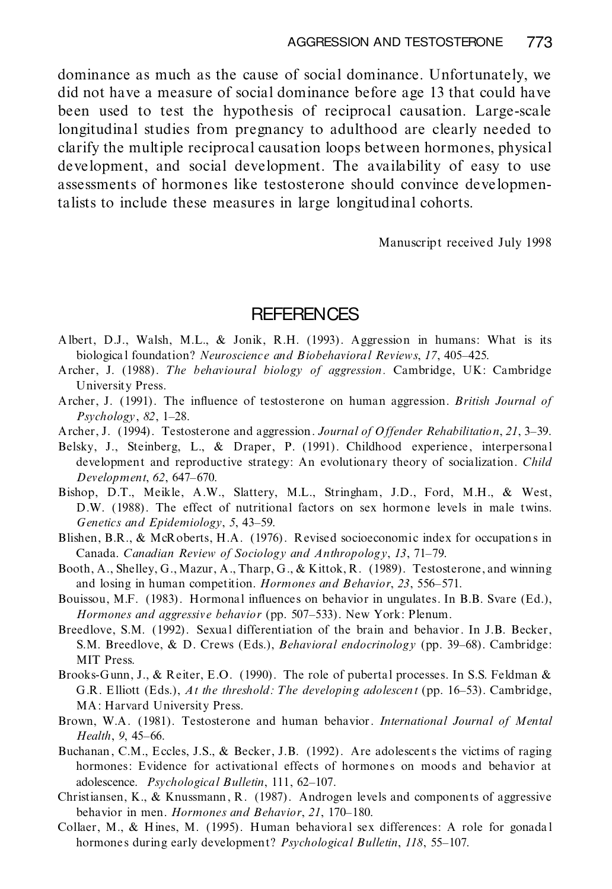dominance as much as the cause of social dominance. Unfortunately, we did not have a measure of social dominance before age 13 that could have been used to test the hypothesis of reciprocal causation. Large-scale longitudinal studies from pregnancy to adulthood are clearly needed to clarify the multiple reciprocal causation loops between hormones, physical development, and social development. The availability of easy to use assessments of hormones like testosterone should convince developmentalists to include these measures in large longitudinal cohorts.

Manuscript received July 1998

## REFERENCES

Albert, D.J., Walsh, M.L., & Jonik, R.H. (1993). Aggression in humans: What is its biological foundation? *Neuroscience and Biobehavioral Reviews*, *17*, 405–425.

Archer, J. (1988). *The behavioural biology of aggression*. Cambridge, UK: Cambridge University Press.

Archer, J. (1991). The influence of testosterone on human aggression. *British Journal of Psychology*, *82*, 1–28.

Archer, J. (1994). Testosterone and aggression. *Journal of Offender Rehabilitation*, *21*, 3–39.

Belsky, J., Steinberg, L., & Draper, P. (1991). Childhood experience, interpersonal development and reproductive strategy: An evolutionary theory of socialization. *Child Development*, *62*, 647–670.

Bishop, D.T., Meikle, A.W., Slattery, M.L., Stringham, J.D., Ford, M.H., & West, D.W. (1988). The effect of nutritional factors on sex hormone levels in male twins. *Genetics and Epidemiology*, *5*, 43–59.

Blishen, B.R., & McRoberts, H.A. (1976). Revised socioeconomic index for occupations in Canada. *Canadian Review of Sociology and Anthropology*, *13*, 71–79.

Booth, A., Shelley, G., Mazur, A., Tharp, G., & Kittok, R. (1989). Testosterone, and winning and losing in human competition. *Hormones and Behavior*, *23*, 556–571.

Bouissou, M.F. (1983). Hormonal influences on behavior in ungulates. In B.B. Svare (Ed.), *Hormones and aggressive behavior* (pp. 507–533). New York: Plenum.

Breedlove, S.M. (1992). Sexual differentiation of the brain and behavior. In J.B. Becker, S.M. Breedlove, & D. Crews (Eds.), *Behavioral endocrinology* (pp. 39–68). Cambridge: MIT Press.

Brooks-Gunn, J., & Reiter, E.O. (1990). The role of pubertal processes. In S.S. Feldman & G.R. Elliott (Eds.), *At the threshold: The developing adolescent* (pp. 16–53). Cambridge, MA: Harvard University Press.

Brown, W.A. (1981). Testosterone and human behavior. *International Journal of Mental Health*, *9*, 45–66.

Buchanan, C.M., Eccles, J.S., & Becker, J.B. (1992). Are adolescents the victims of raging hormones: Evidence for activational effects of hormones on moods and behavior at adolescence. *Psychological Bulletin*, 111, 62–107.

Christiansen, K., & Knussmann, R. (1987). Androgen levels and components of aggressive behavior in men. *Hormones and Behavior*, *21*, 170–180.

Collaer, M., & Hines, M. (1995). Human behavioral sex differences: A role for gonadal hormones during early development? *Psychological Bulletin*, *118*, 55–107.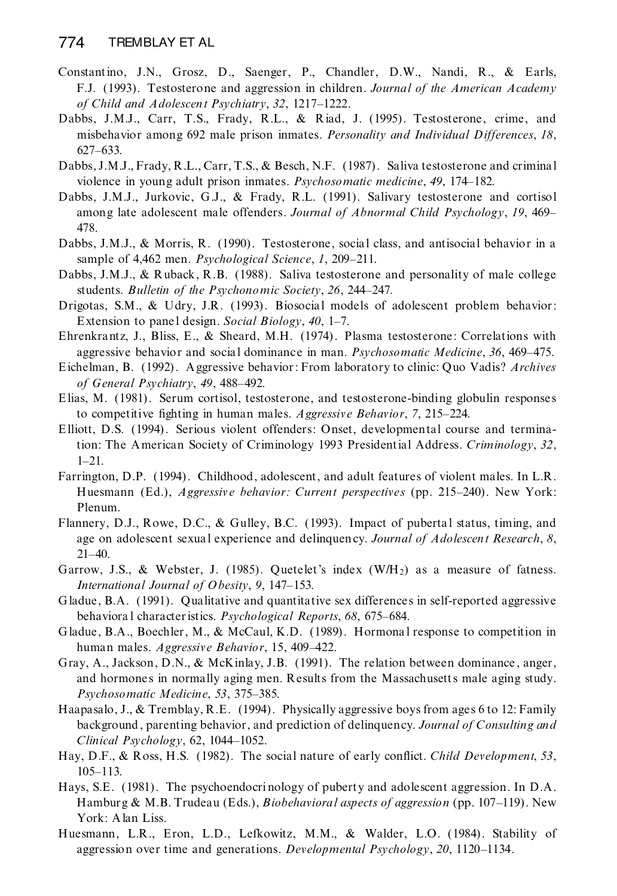Constantino, J.N., Grosz, D., Saenger, P., Chandler, D.W., Nandi, R., & Earls, F.J. (1993). Testosterone and aggression in children. *Journal of the American Academy of Child and Adolescent Psychiatry*, *32*, 1217–1222.

Dabbs, J.M.J., Carr, T.S., Frady, R.L., & Riad, J. (1995). Testosterone, crime, and misbehavior among 692 male prison inmates. *Personality and Individual Differences*, *18*, 627–633.

Dabbs, J.M.J., Frady, R.L., Carr, T.S., & Besch, N.F. (1987). Saliva testosterone and criminal violence in young adult prison inmates. *Psychosomatic medicine*, *49*, 174–182.

Dabbs, J.M.J., Jurkovic, G.J., & Frady, R.L. (1991). Salivary testosterone and cortisol among late adolescent male offenders. *Journal of Abnormal Child Psychology*, *19*, 469–478.

Dabbs, J.M.J., & Morris, R. (1990). Testosterone, social class, and antisocial behavior in a sample of 4,462 men. *Psychological Science*, *1*, 209–211.

Dabbs, J.M.J., & Ruback, R.B. (1988). Saliva testosterone and personality of male college students. *Bulletin of the Psychonomic Society*, *26*, 244–247.

Drigotas, S.M., & Udry, J.R. (1993). Biosocial models of adolescent problem behavior: Extension to panel design. *Social Biology*, *40*, 1–7.

Ehrenkrantz, J., Bliss, E., & Sheard, M.H. (1974). Plasma testosterone: Correlations with aggressive behavior and social dominance in man. *Psychosomatic Medicine*, *36*, 469–475.

Eichelman, B. (1992). Aggressive behavior: From laboratory to clinic: Quo Vadis? *Archives of General Psychiatry*, *49*, 488–492.

Elias, M. (1981). Serum cortisol, testosterone, and testosterone-binding globulin responses to competitive fighting in human males. *Aggressive Behavior*, *7*, 215–224.

Elliott, D.S. (1994). Serious violent offenders: Onset, developmental course and termination: The American Society of Criminology 1993 Presidential Address. *Criminology*, *32*, 1–21.

Farrington, D.P. (1994). Childhood, adolescent, and adult features of violent males. In L.R. Huesmann (Ed.), *Aggressive behavior: Current perspectives* (pp. 215–240). New York: Plenum.

Flannery, D.J., Rowe, D.C., & Gulley, B.C. (1993). Impact of pubertal status, timing, and age on adolescent sexual experience and delinquency. *Journal of Adolescent Research*, *8*, 21–40.

Garrow, J.S., & Webster, J. (1985). Quetelet's index ($W/H_2$) as a measure of fatness. *International Journal of Obesity*, *9*, 147–153.

Gladue, B.A. (1991). Qualitative and quantitative sex differences in self-reported aggressive behavioral characteristics. *Psychological Reports*, *68*, 675–684.

Gladue, B.A., Boechler, M., & McCaul, K.D. (1989). Hormonal response to competition in human males. *Aggressive Behavior*, 15, 409–422.

Gray, A., Jackson, D.N., & McKinlay, J.B. (1991). The relation between dominance, anger, and hormones in normally aging men. Results from the Massachusetts male aging study. *Psychosomatic Medicine*, *53*, 375–385.

Haapasalo, J., & Tremblay, R.E. (1994). Physically aggressive boys from ages 6 to 12: Family background, parenting behavior, and prediction of delinquency. *Journal of Consulting and Clinical Psychology*, 62, 1044–1052.

Hay, D.F., & Ross, H.S. (1982). The social nature of early conflict. *Child Development*, *53*, 105–113.

Hays, S.E. (1981). The psychoendocrinology of puberty and adolescent aggression. In D.A. Hamburg & M.B. Trudeau (Eds.), *Biobehavioral aspects of aggression* (pp. 107–119). New York: Alan Liss.

Huesmann, L.R., Eron, L.D., Lefkowitz, M.M., & Walder, L.O. (1984). Stability of aggression over time and generations. *Developmental Psychology*, *20*, 1120–1134.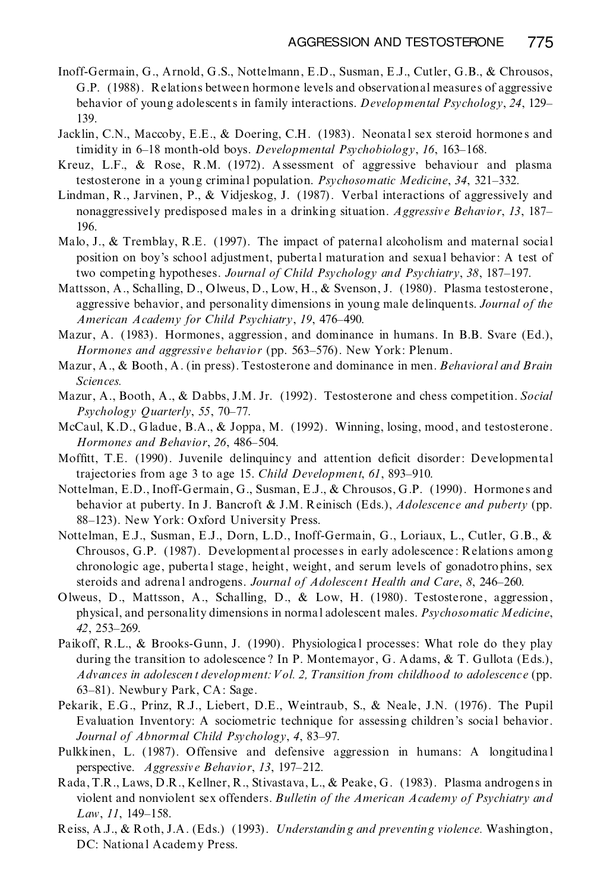Inoff-Germain, G., Arnold, G.S., Nottelmann, E.D., Susman, E.J., Cutler, G.B., & Chrousos, G.P. (1988). Relations between hormone levels and observational measures of aggressive behavior of young adolescents in family interactions. *Developmental Psychology*, *24*, 129–139.

Jacklin, C.N., Maccoby, E.E., & Doering, C.H. (1983). Neonatal sex steroid hormones and timidity in 6–18 month-old boys. *Developmental Psychobiology*, *16*, 163–168.

Kreuz, L.F., & Rose, R.M. (1972). Assessment of aggressive behaviour and plasma testosterone in a young criminal population. *Psychosomatic Medicine*, *34*, 321–332.

Lindman, R., Jarvinen, P., & Vidjeskog, J. (1987). Verbal interactions of aggressively and nonaggressively predisposed males in a drinking situation. *Aggressive Behavior*, *13*, 187–196.

Malo, J., & Tremblay, R.E. (1997). The impact of paternal alcoholism and maternal social position on boy's school adjustment, pubertal maturation and sexual behavior: A test of two competing hypotheses. *Journal of Child Psychology and Psychiatry*, *38*, 187–197.

Mattsson, A., Schalling, D., Olweus, D., Low, H., & Svenson, J. (1980). Plasma testosterone, aggressive behavior, and personality dimensions in young male delinquents. *Journal of the American Academy for Child Psychiatry*, *19*, 476–490.

Mazur, A. (1983). Hormones, aggression, and dominance in humans. In B.B. Svare (Ed.), *Hormones and aggressive behavior* (pp. 563–576). New York: Plenum.

Mazur, A., & Booth, A. (in press). Testosterone and dominance in men. *Behavioral and Brain Sciences.*

Mazur, A., Booth, A., & Dabbs, J.M. Jr. (1992). Testosterone and chess competition. *Social Psychology Quarterly*, *55*, 70–77.

McCaul, K.D., Gladue, B.A., & Joppa, M. (1992). Winning, losing, mood, and testosterone. *Hormones and Behavior*, *26*, 486–504.

Moffitt, T.E. (1990). Juvenile delinquincy and attention deficit disorder: Developmental trajectories from age 3 to age 15. *Child Development*, *61*, 893–910.

Nottelman, E.D., Inoff-Germain, G., Susman, E.J., & Chrousos, G.P. (1990). Hormones and behavior at puberty. In J. Bancroft & J.M. Reinisch (Eds.), *Adolescence and puberty* (pp. 88–123). New York: Oxford University Press.

Nottelman, E.J., Susman, E.J., Dorn, L.D., Inoff-Germain, G., Loriaux, L., Cutler, G.B., & Chrousos, G.P. (1987). Developmental processes in early adolescence: Relations among chronologic age, pubertal stage, height, weight, and serum levels of gonadotrophins, sex steroids and adrenal androgens. *Journal of Adolescent Health and Care*, *8*, 246–260.

Olweus, D., Mattsson, A., Schalling, D., & Low, H. (1980). Testosterone, aggression, physical, and personality dimensions in normal adolescent males. *Psychosomatic Medicine*, *42*, 253–269.

Paikoff, R.L., & Brooks-Gunn, J. (1990). Physiological processes: What role do they play during the transition to adolescence? In P. Montemayor, G. Adams, & T. Gullota (Eds.), *Advances in adolescent development: Vol. 2, Transition from childhood to adolescence* (pp. 63–81). Newbury Park, CA: Sage.

Pekarik, E.G., Prinz, R.J., Liebert, D.E., Weintraub, S., & Neale, J.N. (1976). The Pupil Evaluation Inventory: A sociometric technique for assessing children's social behavior. *Journal of Abnormal Child Psychology*, *4*, 83–97.

Pulkkinen, L. (1987). Offensive and defensive aggression in humans: A longitudinal perspective. *Aggressive Behavior*, *13*, 197–212.

Rada, T.R., Laws, D.R., Kellner, R., Stivastava, L., & Peake, G. (1983). Plasma androgens in violent and nonviolent sex offenders. *Bulletin of the American Academy of Psychiatry and Law*, *11*, 149–158.

Reiss, A.J., & Roth, J.A. (Eds.) (1993). *Understanding and preventing violence.* Washington, DC: National Academy Press.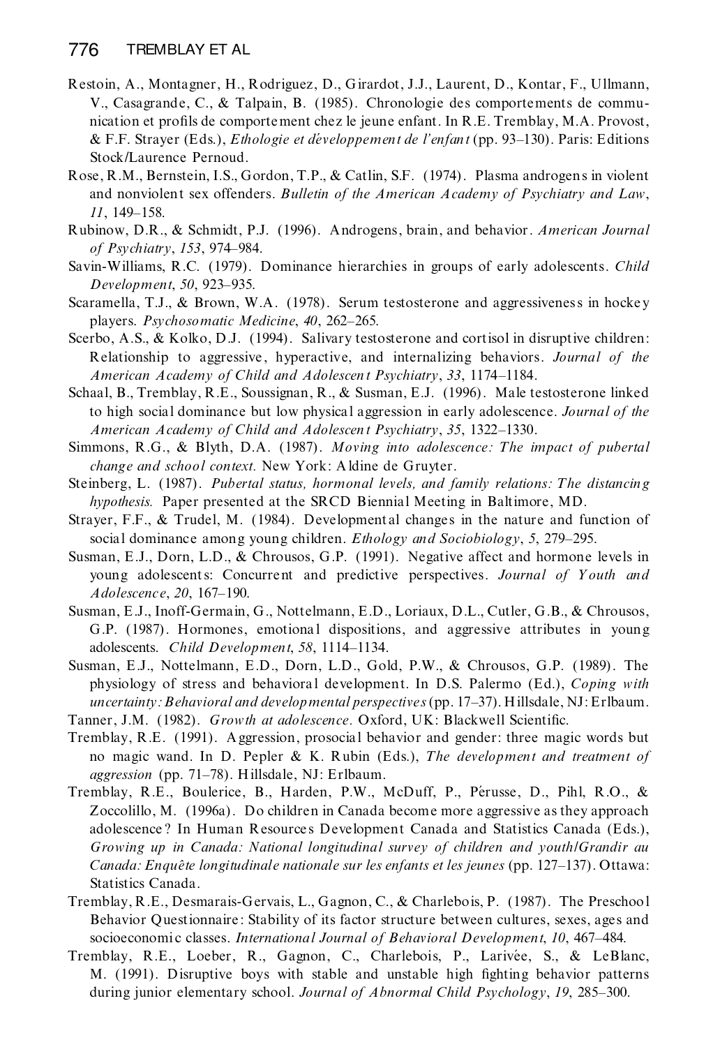Restoin, A., Montagner, H., Rodriguez, D., Girardot, J.J., Laurent, D., Kontar, F., Ullmann, V., Casagrande, C., & Talpain, B. (1985). Chronologie des comportements de communication et profils de comportement chez le jeune enfant. In R.E. Tremblay, M.A. Provost, & F.F. Strayer (Eds.), *Ethologie et développement de l'enfant* (pp. 93–130). Paris: Editions Stock/Laurence Pernoud.

Rose, R.M., Bernstein, I.S., Gordon, T.P., & Catlin, S.F. (1974). Plasma androgens in violent and nonviolent sex offenders. *Bulletin of the American Academy of Psychiatry and Law*, *11*, 149–158.

Rubinow, D.R., & Schmidt, P.J. (1996). Androgens, brain, and behavior. *American Journal of Psychiatry*, *153*, 974–984.

Savin-Williams, R.C. (1979). Dominance hierarchies in groups of early adolescents. *Child Development*, *50*, 923–935.

Scaramella, T.J., & Brown, W.A. (1978). Serum testosterone and aggressiveness in hockey players. *Psychosomatic Medicine*, *40*, 262–265.

Scerbo, A.S., & Kolko, D.J. (1994). Salivary testosterone and cortisol in disruptive children: Relationship to aggressive, hyperactive, and internalizing behaviors. *Journal of the American Academy of Child and Adolescent Psychiatry*, *33*, 1174–1184.

Schaal, B., Tremblay, R.E., Soussignan, R., & Susman, E.J. (1996). Male testosterone linked to high social dominance but low physical aggression in early adolescence. *Journal of the American Academy of Child and Adolescent Psychiatry*, *35*, 1322–1330.

Simmons, R.G., & Blyth, D.A. (1987). *Moving into adolescence: The impact of pubertal change and school context.* New York: Aldine de Gruyter.

Steinberg, L. (1987). *Pubertal status, hormonal levels, and family relations: The distancing hypothesis.* Paper presented at the SRCD Biennial Meeting in Baltimore, MD.

Strayer, F.F., & Trudel, M. (1984). Developmental changes in the nature and function of social dominance among young children. *Ethology and Sociobiology*, *5*, 279–295.

Susman, E.J., Dorn, L.D., & Chrousos, G.P. (1991). Negative affect and hormone levels in young adolescents: Concurrent and predictive perspectives. *Journal of Youth and Adolescence*, *20*, 167–190.

Susman, E.J., Inoff-Germain, G., Nottelmann, E.D., Loriaux, D.L., Cutler, G.B., & Chrousos, G.P. (1987). Hormones, emotional dispositions, and aggressive attributes in young adolescents. *Child Development*, *58*, 1114–1134.

Susman, E.J., Nottelmann, E.D., Dorn, L.D., Gold, P.W., & Chrousos, G.P. (1989). The physiology of stress and behavioral development. In D.S. Palermo (Ed.), *Coping with uncertainty: Behavioral and developmental perspectives* (pp. 17–37). Hillsdale, NJ: Erlbaum.

Tanner, J.M. (1982). *Growth at adolescence.* Oxford, UK: Blackwell Scientific.

Tremblay, R.E. (1991). Aggression, prosocial behavior and gender: three magic words but no magic wand. In D. Pepler & K. Rubin (Eds.), *The development and treatment of aggression* (pp. 71–78). Hillsdale, NJ: Erlbaum.

Tremblay, R.E., Boulerice, B., Harden, P.W., McDuff, P., Pérusse, D., Pihl, R.O., & Zoccolillo, M. (1996a). Do children in Canada become more aggressive as they approach adolescence? In Human Resources Development Canada and Statistics Canada (Eds.), *Growing up in Canada: National longitudinal survey of children and youth/Grandir au Canada: Enquête longitudinale nationale sur les enfants et les jeunes* (pp. 127–137). Ottawa: Statistics Canada.

Tremblay, R.E., Desmarais-Gervais, L., Gagnon, C., & Charlebois, P. (1987). The Preschool Behavior Questionnaire: Stability of its factor structure between cultures, sexes, ages and socioeconomic classes. *International Journal of Behavioral Development*, *10*, 467–484.

Tremblay, R.E., Loeber, R., Gagnon, C., Charlebois, P., Larivée, S., & LeBlanc, M. (1991). Disruptive boys with stable and unstable high fighting behavior patterns during junior elementary school. *Journal of Abnormal Child Psychology*, *19*, 285–300.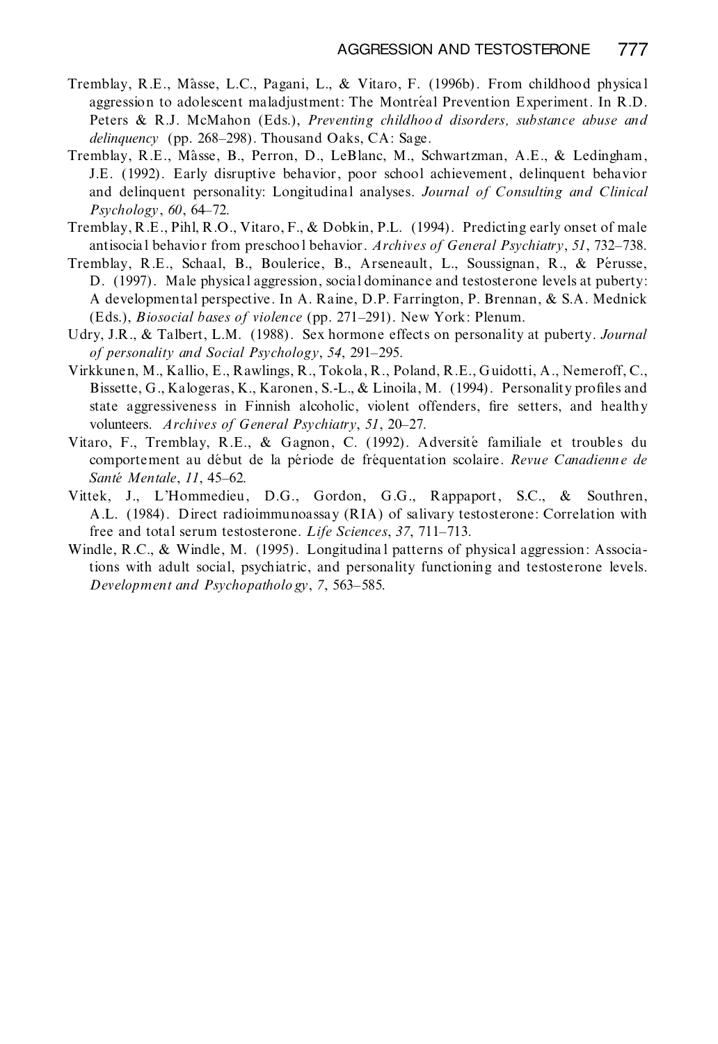Tremblay, R.E., Màsse, L.C., Pagani, L., & Vitaro, F. (1996b). From childhood physical aggression to adolescent maladjustment: The Montréal Prevention Experiment. In R.D. Peters & R.J. McMahon (Eds.), *Preventing childhood disorders, substance abuse and delinquency* (pp. 268–298). Thousand Oaks, CA: Sage.

Tremblay, R.E., Mâsse, B., Perron, D., LeBlanc, M., Schwartzman, A.E., & Ledingham, J.E. (1992). Early disruptive behavior, poor school achievement, delinquent behavior and delinquent personality: Longitudinal analyses. *Journal of Consulting and Clinical Psychology*, *60*, 64–72.

Tremblay, R.E., Pihl, R.O., Vitaro, F., & Dobkin, P.L. (1994). Predicting early onset of male antisocial behavior from preschool behavior. *Archives of General Psychiatry*, *51*, 732–738.

Tremblay, R.E., Schaal, B., Boulerice, B., Arseneault, L., Soussignan, R., & Pérusse, D. (1997). Male physical aggression, social dominance and testosterone levels at puberty: A developmental perspective. In A. Raine, D.P. Farrington, P. Brennan, & S.A. Mednick (Eds.), *Biosocial bases of violence* (pp. 271–291). New York: Plenum.

Udry, J.R., & Talbert, L.M. (1988). Sex hormone effects on personality at puberty. *Journal of personality and Social Psychology*, *54*, 291–295.

Virkkunen, M., Kallio, E., Rawlings, R., Tokola, R., Poland, R.E., Guidotti, A., Nemeroff, C., Bissette, G., Kalogeras, K., Karonen, S.-L., & Linoila, M. (1994). Personality profiles and state aggressiveness in Finnish alcoholic, violent offenders, fire setters, and healthy volunteers. *Archives of General Psychiatry*, *51*, 20–27.

Vitaro, F., Tremblay, R.E., & Gagnon, C. (1992). Adversité familiale et troubles du comportement au début de la période de fréquentation scolaire. *Revue Canadienne de Santé Mentale*, *11*, 45–62.

Vittek, J., L'Hommedieu, D.G., Gordon, G.G., Rappaport, S.C., & Southren, A.L. (1984). Direct radioimmunoassay (RIA) of salivary testosterone: Correlation with free and total serum testosterone. *Life Sciences*, *37*, 711–713.

Windle, R.C., & Windle, M. (1995). Longitudinal patterns of physical aggression: Associations with adult social, psychiatric, and personality functioning and testosterone levels. *Development and Psychopathology*, *7*, 563–585.